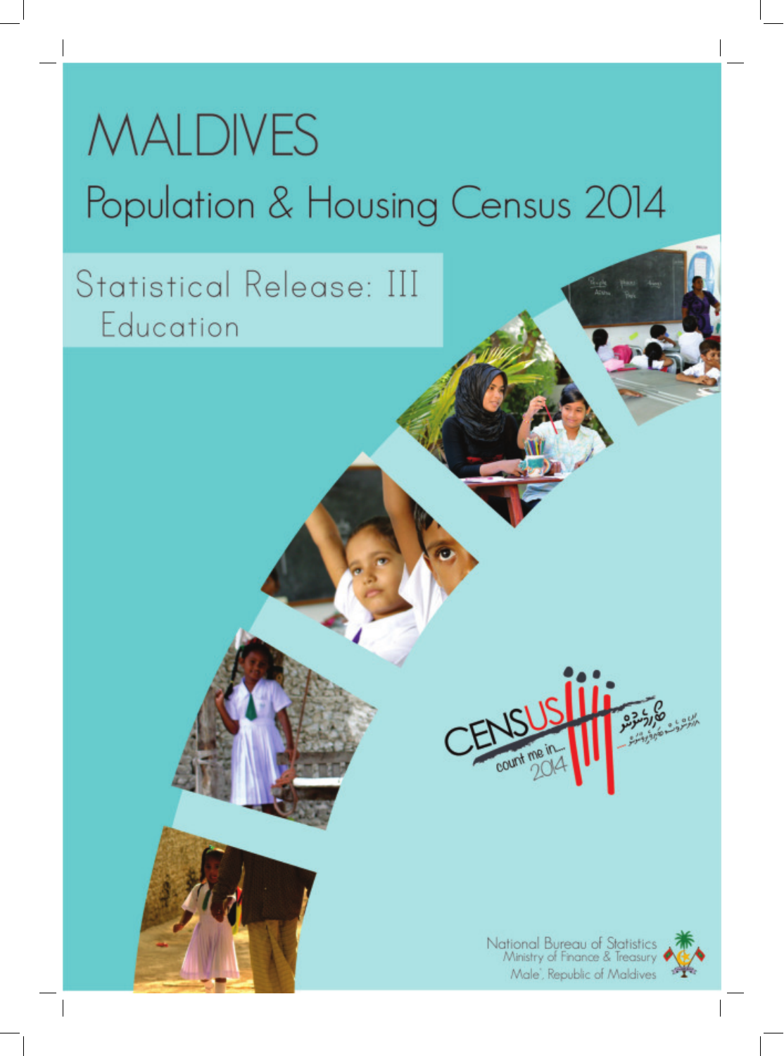# MALDIVES

## Population & Housing Census 2014

### Statistical Release: III
### Education

National Bureau of Statistics
Ministry of Finance & Treasury
Male', Republic of Maldives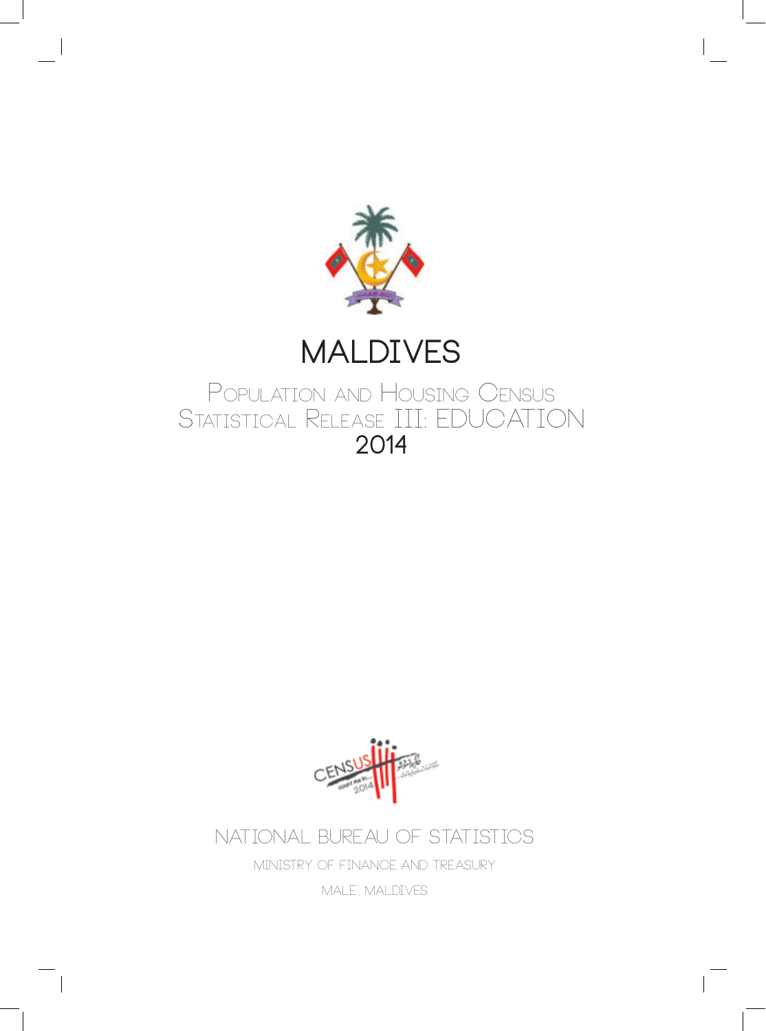# MALDIVES

## Population and Housing Census
## Statistical Release III: EDUCATION
## 2014

NATIONAL BUREAU OF STATISTICS

MINISTRY OF FINANCE AND TREASURY

MALE', MALDIVES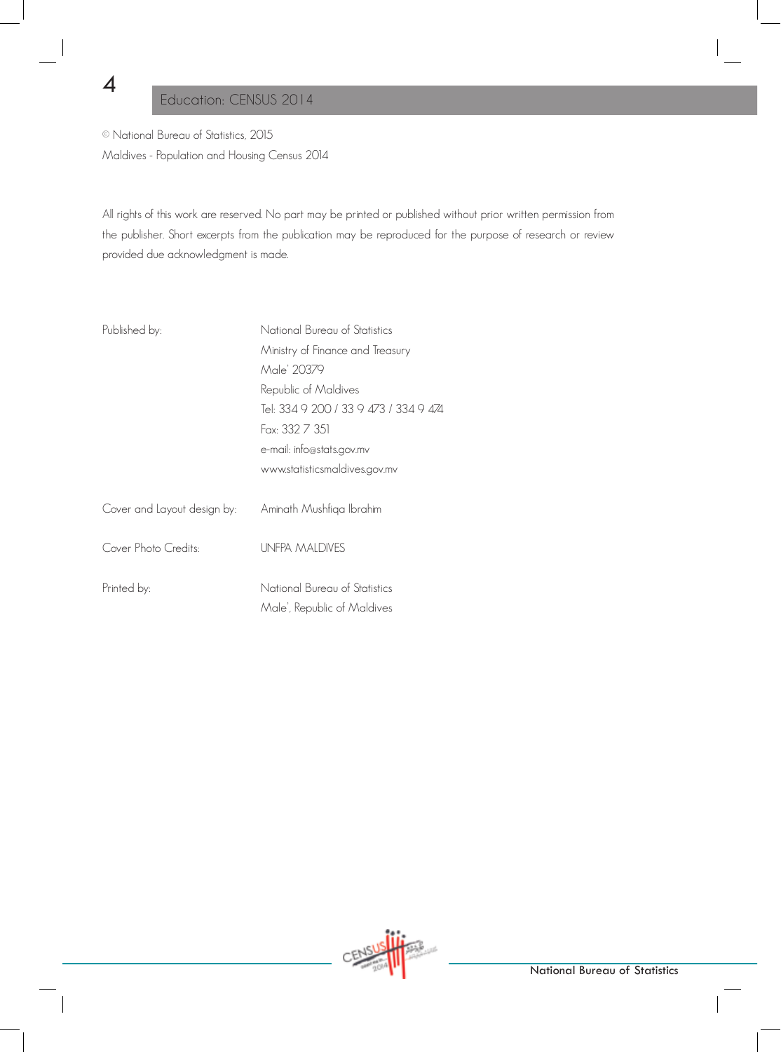© National Bureau of Statistics, 2015

Maldives - Population and Housing Census 2014

All rights of this work are reserved. No part may be printed or published without prior written permission from the publisher. Short excerpts from the publication may be reproduced for the purpose of research or review provided due acknowledgment is made.

| | |
|---|---|
| Published by: | National Bureau of Statistics<br>Ministry of Finance and Treasury<br>Male' 20379<br>Republic of Maldives<br>Tel: 334 9 200 / 33 9 473 / 334 9 474<br>Fax: 332 7 351<br>e-mail: info@stats.gov.mv<br>www.statisticsmaldives.gov.mv |
| Cover and Layout design by: | Aminath Mushfiqa Ibrahim |
| Cover Photo Credits: | UNFPA MALDIVES |
| Printed by: | National Bureau of Statistics<br>Male', Republic of Maldives |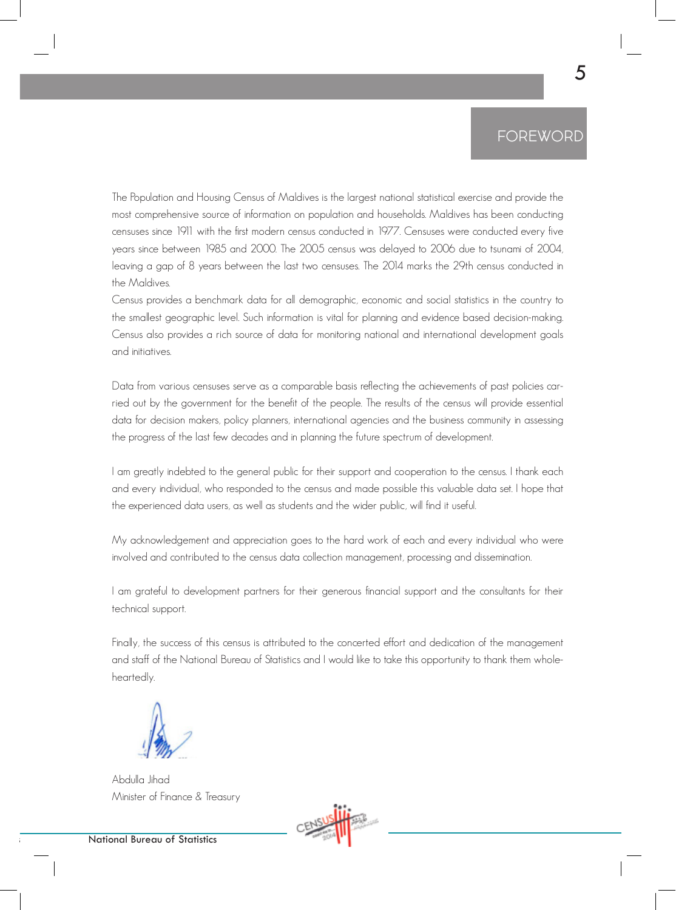# FOREWORD

The Population and Housing Census of Maldives is the largest national statistical exercise and provide the most comprehensive source of information on population and households. Maldives has been conducting censuses since 1911 with the first modern census conducted in 1977. Censuses were conducted every five years since between 1985 and 2000. The 2005 census was delayed to 2006 due to tsunami of 2004, leaving a gap of 8 years between the last two censuses. The 2014 marks the 29th census conducted in the Maldives.

Census provides a benchmark data for all demographic, economic and social statistics in the country to the smallest geographic level. Such information is vital for planning and evidence based decision-making. Census also provides a rich source of data for monitoring national and international development goals and initiatives.

Data from various censuses serve as a comparable basis reflecting the achievements of past policies carried out by the government for the benefit of the people. The results of the census will provide essential data for decision makers, policy planners, international agencies and the business community in assessing the progress of the last few decades and in planning the future spectrum of development.

I am greatly indebted to the general public for their support and cooperation to the census. I thank each and every individual, who responded to the census and made possible this valuable data set. I hope that the experienced data users, as well as students and the wider public, will find it useful.

My acknowledgement and appreciation goes to the hard work of each and every individual who were involved and contributed to the census data collection management, processing and dissemination.

I am grateful to development partners for their generous financial support and the consultants for their technical support.

Finally, the success of this census is attributed to the concerted effort and dedication of the management and staff of the National Bureau of Statistics and I would like to take this opportunity to thank them wholeheartedly.

Abdulla Jihad  
Minister of Finance & Treasury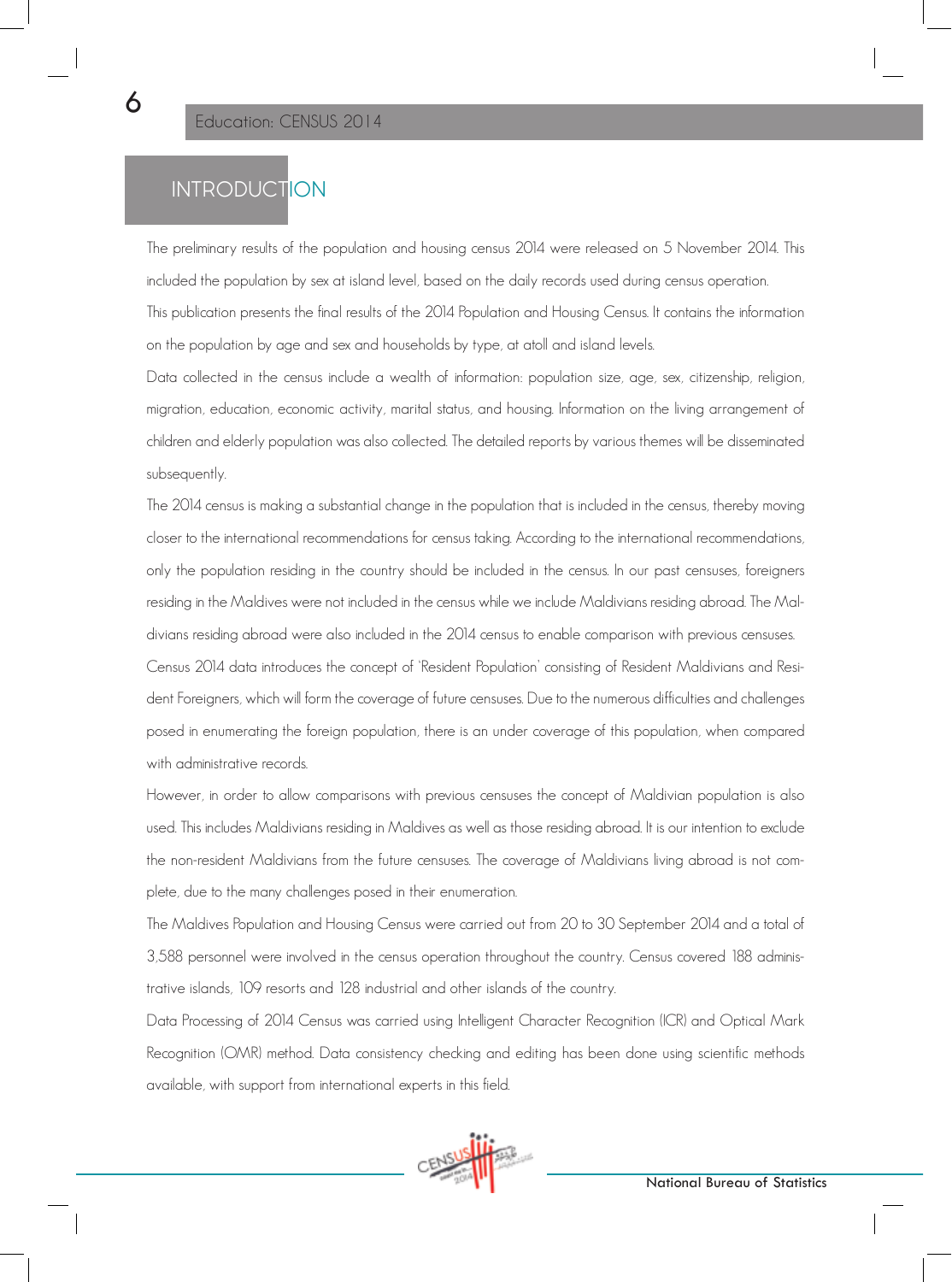# INTRODUCTION

The preliminary results of the population and housing census 2014 were released on 5 November 2014. This included the population by sex at island level, based on the daily records used during census operation.

This publication presents the final results of the 2014 Population and Housing Census. It contains the information on the population by age and sex and households by type, at atoll and island levels.

Data collected in the census include a wealth of information: population size, age, sex, citizenship, religion, migration, education, economic activity, marital status, and housing. Information on the living arrangement of children and elderly population was also collected. The detailed reports by various themes will be disseminated subsequently.

The 2014 census is making a substantial change in the population that is included in the census, thereby moving closer to the international recommendations for census taking. According to the international recommendations, only the population residing in the country should be included in the census. In our past censuses, foreigners residing in the Maldives were not included in the census while we include Maldivians residing abroad. The Maldivians residing abroad were also included in the 2014 census to enable comparison with previous censuses.

Census 2014 data introduces the concept of 'Resident Population' consisting of Resident Maldivians and Resident Foreigners, which will form the coverage of future censuses. Due to the numerous difficulties and challenges posed in enumerating the foreign population, there is an under coverage of this population, when compared with administrative records.

However, in order to allow comparisons with previous censuses the concept of Maldivian population is also used. This includes Maldivians residing in Maldives as well as those residing abroad. It is our intention to exclude the non-resident Maldivians from the future censuses. The coverage of Maldivians living abroad is not complete, due to the many challenges posed in their enumeration.

The Maldives Population and Housing Census were carried out from 20 to 30 September 2014 and a total of 3,588 personnel were involved in the census operation throughout the country. Census covered 188 administrative islands, 109 resorts and 128 industrial and other islands of the country.

Data Processing of 2014 Census was carried using Intelligent Character Recognition (ICR) and Optical Mark Recognition (OMR) method. Data consistency checking and editing has been done using scientific methods available, with support from international experts in this field.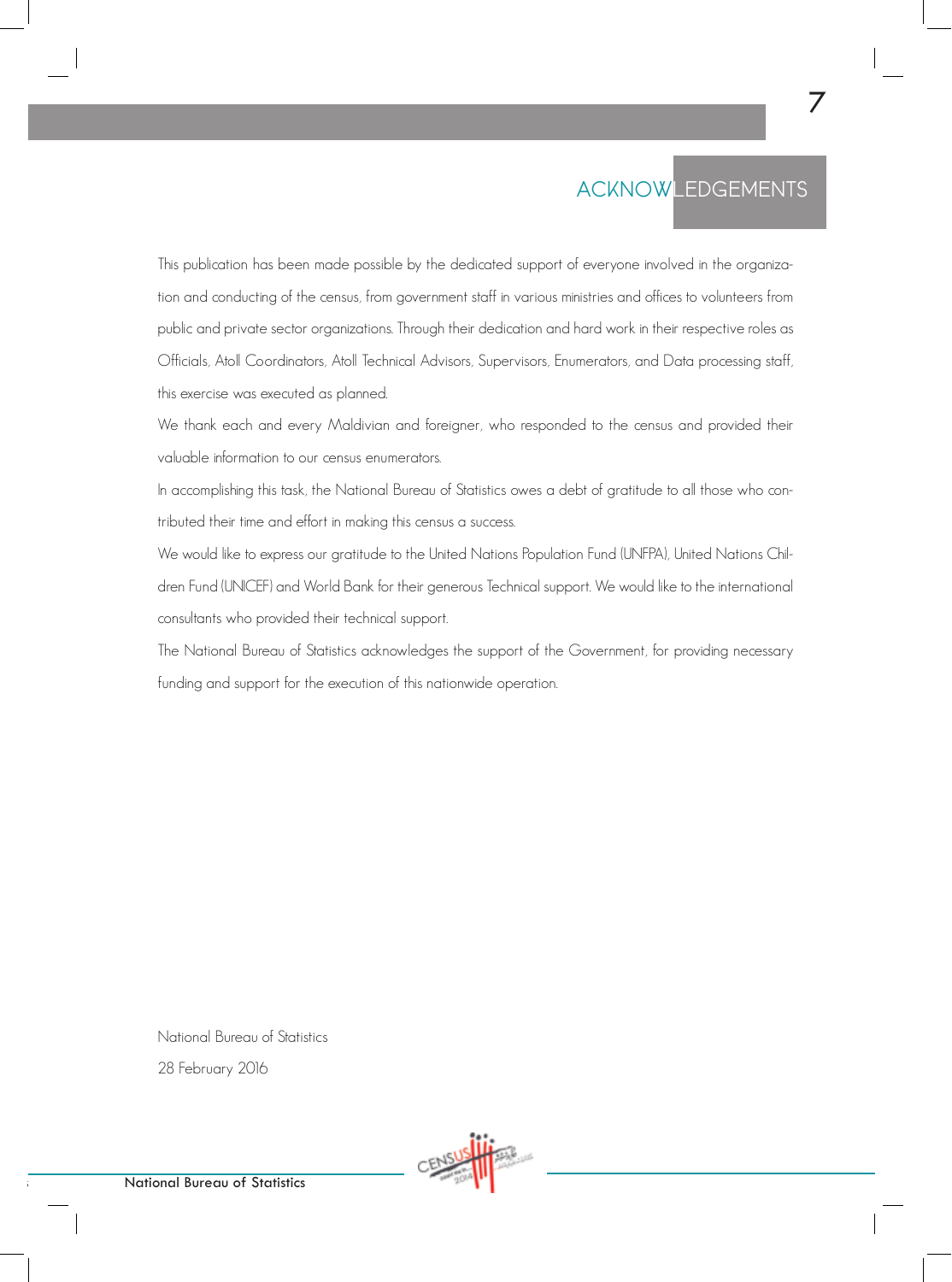# ACKNOWLEDGEMENTS

This publication has been made possible by the dedicated support of everyone involved in the organization and conducting of the census, from government staff in various ministries and offices to volunteers from public and private sector organizations. Through their dedication and hard work in their respective roles as Officials, Atoll Coordinators, Atoll Technical Advisors, Supervisors, Enumerators, and Data processing staff, this exercise was executed as planned.

We thank each and every Maldivian and foreigner, who responded to the census and provided their valuable information to our census enumerators.

In accomplishing this task, the National Bureau of Statistics owes a debt of gratitude to all those who contributed their time and effort in making this census a success.

We would like to express our gratitude to the United Nations Population Fund (UNFPA), United Nations Children Fund (UNICEF) and World Bank for their generous Technical support. We would like to the international consultants who provided their technical support.

The National Bureau of Statistics acknowledges the support of the Government, for providing necessary funding and support for the execution of this nationwide operation.

National Bureau of Statistics

28 February 2016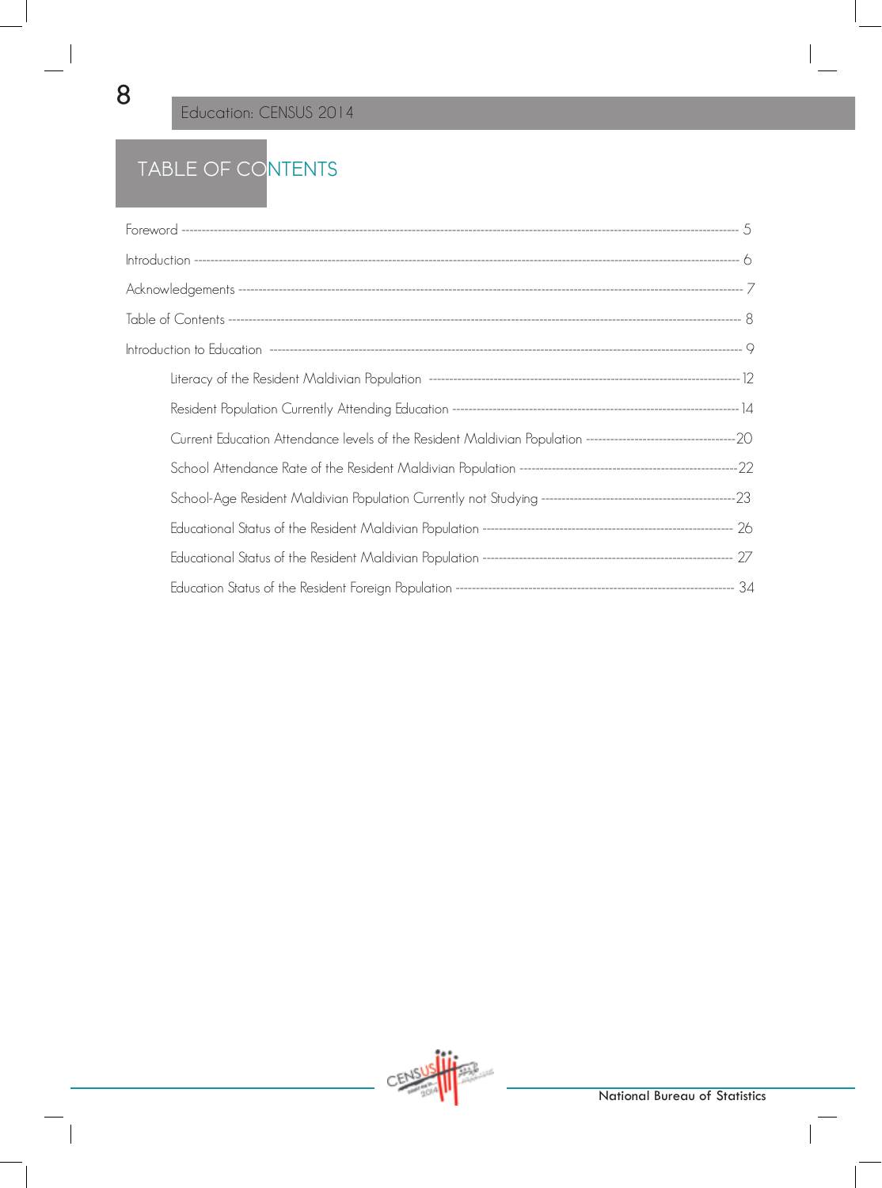# TABLE OF CONTENTS

Foreword ---------------------------------------------------------------------------------------------------------------------------------------- 5

Introduction -------------------------------------------------------------------------------------------------------------------------------------- 6

Acknowledgements ------------------------------------------------------------------------------------------------------------------------------ 7

Table of Contents -------------------------------------------------------------------------------------------------------------------------------- 8

Introduction to Education ------------------------------------------------------------------------------------------------------------------- 9

- Literacy of the Resident Maldivian Population --------------------------------------------------------------------------- 12
- Resident Population Currently Attending Education ------------------------------------------------------------------- 14
- Current Education Attendance levels of the Resident Maldivian Population -------------------------------------20
- School Attendance Rate of the Resident Maldivian Population -------------------------------------------------------22
- School-Age Resident Maldivian Population Currently not Studying ------------------------------------------------23
- Educational Status of the Resident Maldivian Population ------------------------------------------------------------- 26
- Educational Status of the Resident Maldivian Population ------------------------------------------------------------- 27
- Education Status of the Resident Foreign Population ------------------------------------------------------------------ 34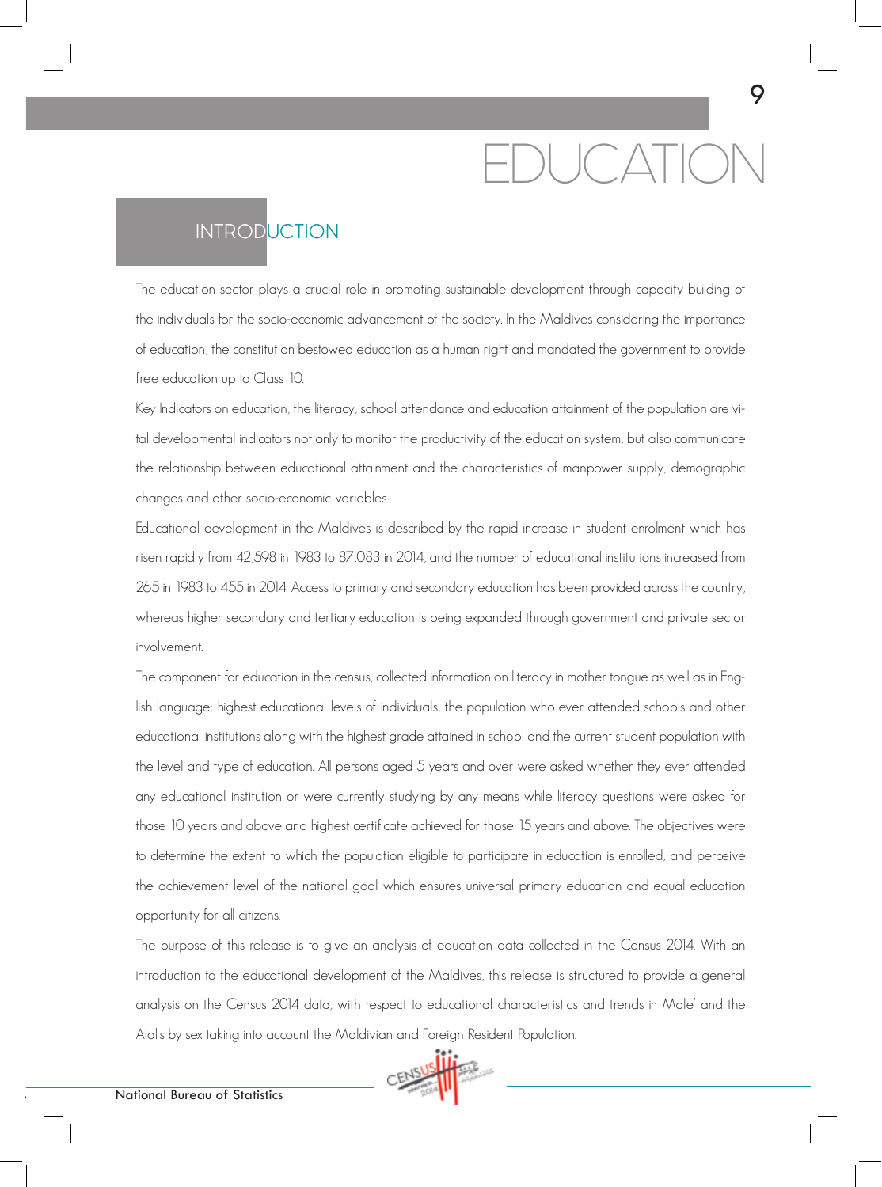# EDUCATION

## INTRODUCTION

The education sector plays a crucial role in promoting sustainable development through capacity building of the individuals for the socio-economic advancement of the society. In the Maldives considering the importance of education, the constitution bestowed education as a human right and mandated the government to provide free education up to Class 10.

Key Indicators on education, the literacy, school attendance and education attainment of the population are vital developmental indicators not only to monitor the productivity of the education system, but also communicate the relationship between educational attainment and the characteristics of manpower supply, demographic changes and other socio-economic variables.

Educational development in the Maldives is described by the rapid increase in student enrolment which has risen rapidly from 42,598 in 1983 to 87,083 in 2014, and the number of educational institutions increased from 265 in 1983 to 455 in 2014. Access to primary and secondary education has been provided across the country, whereas higher secondary and tertiary education is being expanded through government and private sector involvement.

The component for education in the census, collected information on literacy in mother tongue as well as in English language; highest educational levels of individuals, the population who ever attended schools and other educational institutions along with the highest grade attained in school and the current student population with the level and type of education. All persons aged 5 years and over were asked whether they ever attended any educational institution or were currently studying by any means while literacy questions were asked for those 10 years and above and highest certificate achieved for those 15 years and above. The objectives were to determine the extent to which the population eligible to participate in education is enrolled, and perceive the achievement level of the national goal which ensures universal primary education and equal education opportunity for all citizens.

The purpose of this release is to give an analysis of education data collected in the Census 2014. With an introduction to the educational development of the Maldives, this release is structured to provide a general analysis on the Census 2014 data, with respect to educational characteristics and trends in Male' and the Atolls by sex taking into account the Maldivian and Foreign Resident Population.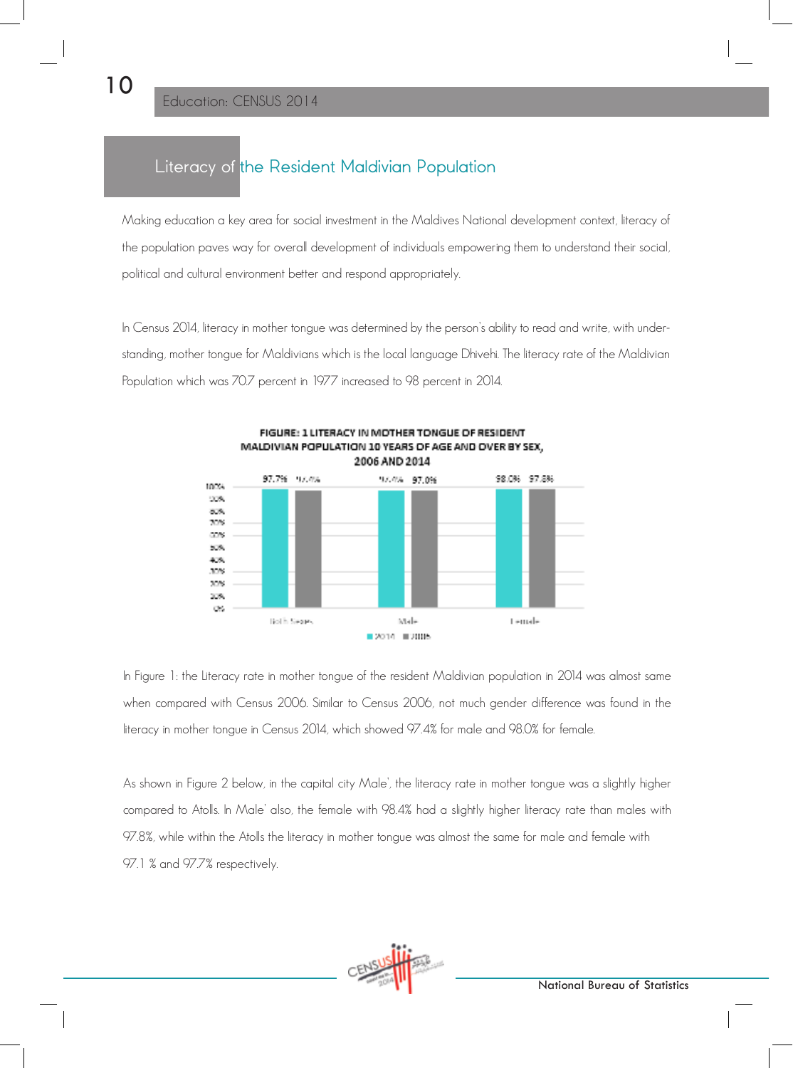## Literacy of the Resident Maldivian Population

Making education a key area for social investment in the Maldives National development context, literacy of the population paves way for overall development of individuals empowering them to understand their social, political and cultural environment better and respond appropriately.

In Census 2014, literacy in mother tongue was determined by the person's ability to read and write, with understanding, mother tongue for Maldivians which is the local language Dhivehi. The literacy rate of the Maldivian Population which was 70.7 percent in 1977 increased to 98 percent in 2014.

FIGURE: 1 LITERACY IN MOTHER TONGUE OF RESIDENT MALDIVIAN POPULATION 10 YEARS OF AGE AND OVER BY SEX, 2006 AND 2014

97.7% 97.4% 97.4% 97.0% 98.0% 97.8%

100% 90% 80% 70% 60% 50% 40% 30% 20% 10% 0%

Both Sexes Male Female

2014 2006

In Figure 1: the Literacy rate in mother tongue of the resident Maldivian population in 2014 was almost same when compared with Census 2006. Similar to Census 2006, not much gender difference was found in the literacy in mother tongue in Census 2014, which showed 97.4% for male and 98.0% for female.

As shown in Figure 2 below, in the capital city Male', the literacy rate in mother tongue was a slightly higher compared to Atolls. In Male' also, the female with 98.4% had a slightly higher literacy rate than males with 97.8%, while within the Atolls the literacy in mother tongue was almost the same for male and female with 97.1 % and 97.7% respectively.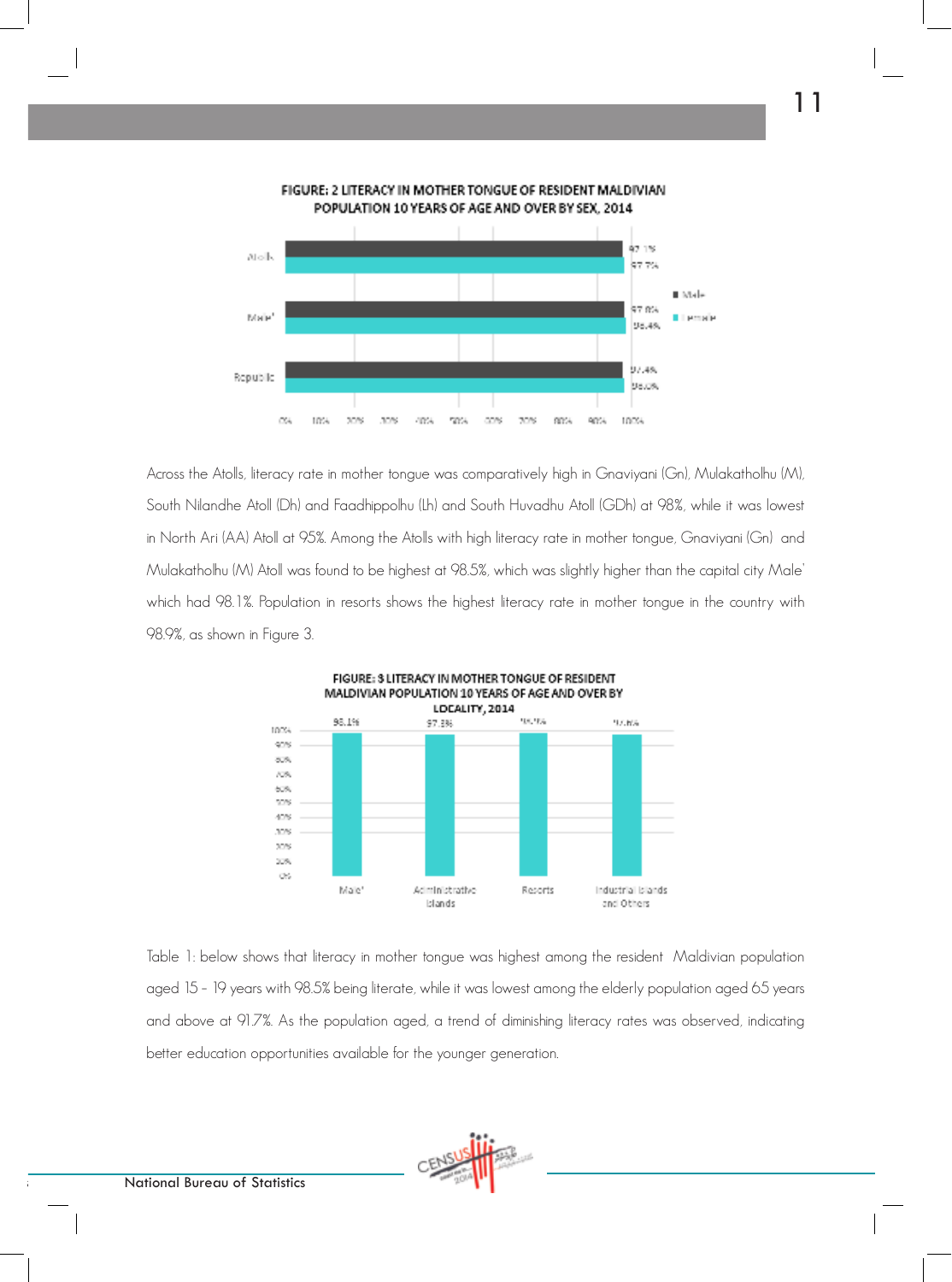FIGURE: 2 LITERACY IN MOTHER TONGUE OF RESIDENT MALDIVIAN POPULATION 10 YEARS OF AGE AND OVER BY SEX, 2014

Atolls
Male'
Republic

97.1%
97.7%
97.8%
98.4%
97.4%
98.0%

Male
Female

0% 10% 20% 30% 40% 50% 60% 70% 80% 90% 100%

Across the Atolls, literacy rate in mother tongue was comparatively high in Gnaviyani (Gn), Mulakatholhu (M), South Nilandhe Atoll (Dh) and Faadhippolhu (Lh) and South Huvadhu Atoll (GDh) at 98%, while it was lowest in North Ari (AA) Atoll at 95%. Among the Atolls with high literacy rate in mother tongue, Gnaviyani (Gn) and Mulakatholhu (M) Atoll was found to be highest at 98.5%, which was slightly higher than the capital city Male' which had 98.1%. Population in resorts shows the highest literacy rate in mother tongue in the country with 98.9%, as shown in Figure 3.

FIGURE: 3 LITERACY IN MOTHER TONGUE OF RESIDENT MALDIVIAN POPULATION 10 YEARS OF AGE AND OVER BY LOCALITY, 2014

98.1%
97.3%

Male'
Administrative Islands
Resorts
Industrial Islands and Others

Table 1: below shows that literacy in mother tongue was highest among the resident Maldivian population aged 15 - 19 years with 98.5% being literate, while it was lowest among the elderly population aged 65 years and above at 91.7%. As the population aged, a trend of diminishing literacy rates was observed, indicating better education opportunities available for the younger generation.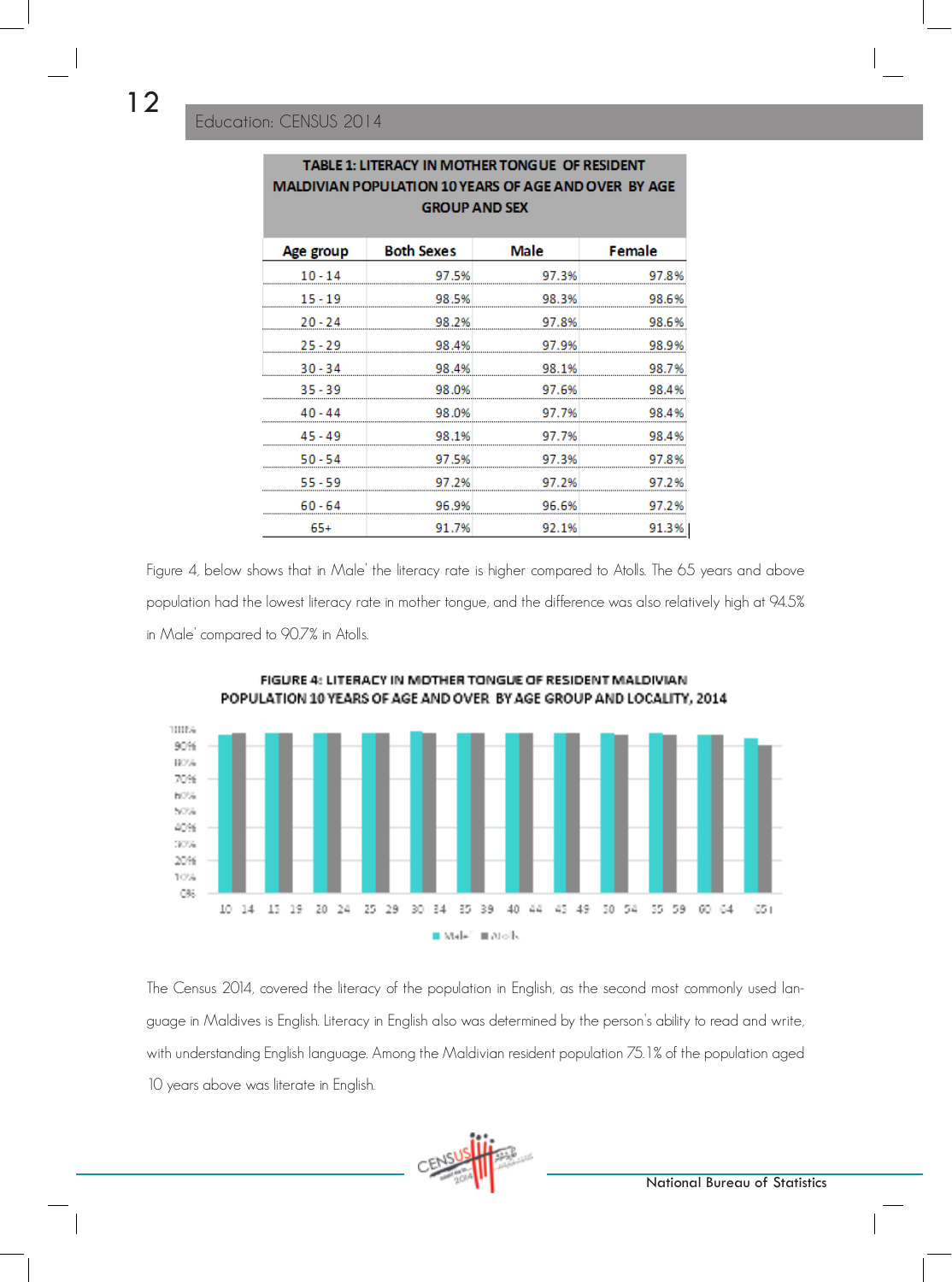**TABLE 1: LITERACY IN MOTHER TONGUE OF RESIDENT MALDIVIAN POPULATION 10 YEARS OF AGE AND OVER BY AGE GROUP AND SEX**

| Age group | Both Sexes | Male | Female |
|---|---|---|---|
| 10 - 14 | 97.5% | 97.3% | 97.8% |
| 15 - 19 | 98.5% | 98.3% | 98.6% |
| 20 - 24 | 98.2% | 97.8% | 98.6% |
| 25 - 29 | 98.4% | 97.9% | 98.9% |
| 30 - 34 | 98.4% | 98.1% | 98.7% |
| 35 - 39 | 98.0% | 97.6% | 98.4% |
| 40 - 44 | 98.0% | 97.7% | 98.4% |
| 45 - 49 | 98.1% | 97.7% | 98.4% |
| 50 - 54 | 97.5% | 97.3% | 97.8% |
| 55 - 59 | 97.2% | 97.2% | 97.2% |
| 60 - 64 | 96.9% | 96.6% | 97.2% |
| 65+ | 91.7% | 92.1% | 91.3% |

Figure 4, below shows that in Male' the literacy rate is higher compared to Atolls. The 65 years and above population had the lowest literacy rate in mother tongue, and the difference was also relatively high at 94.5% in Male' compared to 90.7% in Atolls.

**FIGURE 4: LITERACY IN MOTHER TONGUE OF RESIDENT MALDIVIAN POPULATION 10 YEARS OF AGE AND OVER BY AGE GROUP AND LOCALITY, 2014**

The Census 2014, covered the literacy of the population in English, as the second most commonly used language in Maldives is English. Literacy in English also was determined by the person's ability to read and write, with understanding English language. Among the Maldivian resident population 75.1% of the population aged 10 years above was literate in English.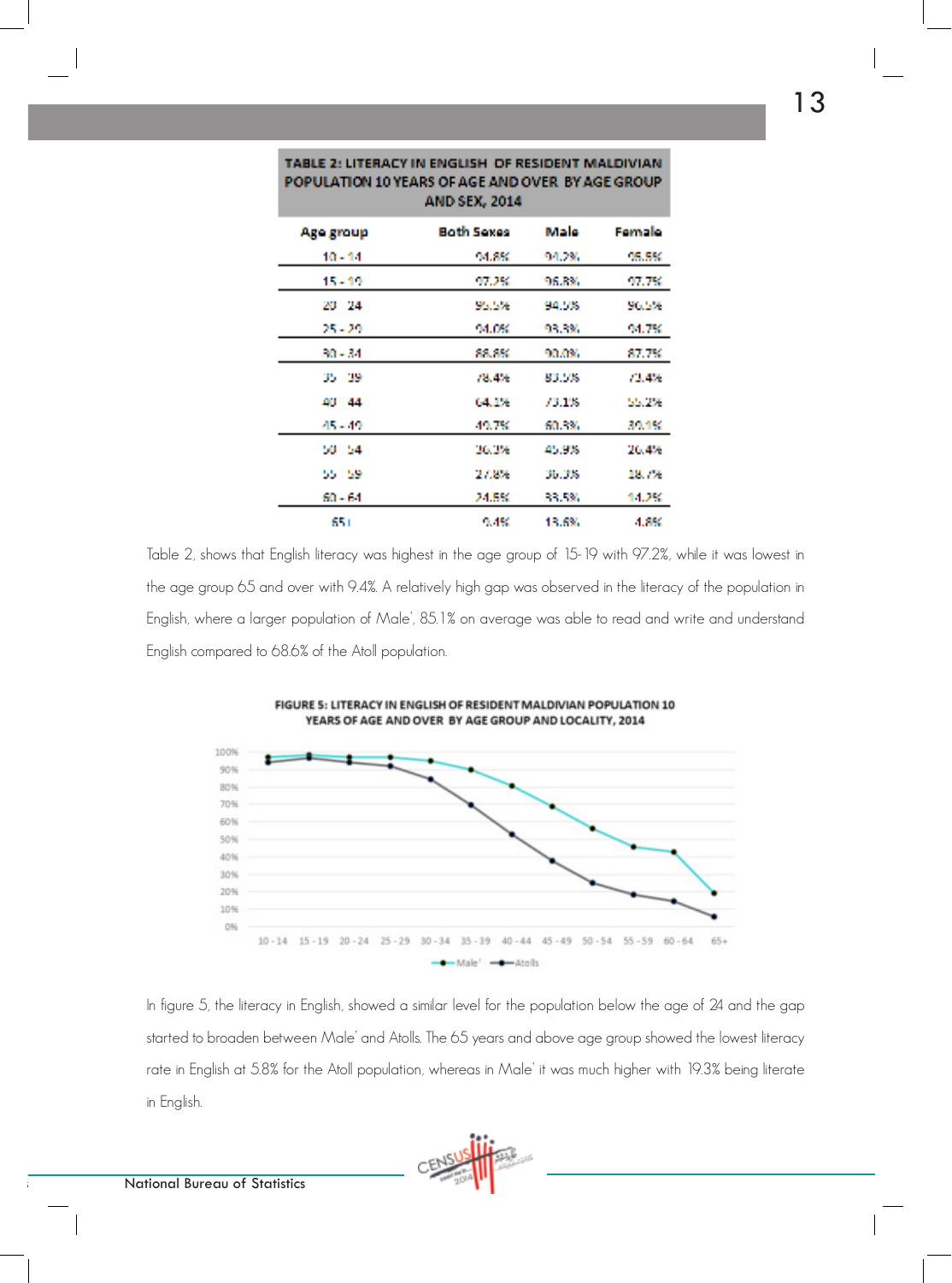**TABLE 2: LITERACY IN ENGLISH OF RESIDENT MALDIVIAN POPULATION 10 YEARS OF AGE AND OVER BY AGE GROUP AND SEX, 2014**

| Age group | Both Sexes | Male | Female |
|---|---|---|---|
| 10 - 14 | 94.8% | 94.2% | 95.5% |
| 15 - 19 | 97.2% | 96.8% | 97.7% |
| 20 - 24 | 95.5% | 94.5% | 96.5% |
| 25 - 29 | 94.0% | 93.3% | 94.7% |
| 30 - 34 | 88.8% | 90.0% | 87.7% |
| 35 - 39 | 78.4% | 83.5% | 73.4% |
| 40 - 44 | 64.1% | 73.1% | 55.2% |
| 45 - 49 | 49.7% | 60.3% | 39.1% |
| 50 - 54 | 36.3% | 45.9% | 26.4% |
| 55 - 59 | 27.8% | 36.3% | 18.7% |
| 60 - 64 | 24.5% | 33.5% | 14.2% |
| 65+ | 9.4% | 13.6% | 4.8% |

Table 2, shows that English literacy was highest in the age group of 15-19 with 97.2%, while it was lowest in the age group 65 and over with 9.4%. A relatively high gap was observed in the literacy of the population in English, where a larger population of Male', 85.1% on average was able to read and write and understand English compared to 68.6% of the Atoll population.

**FIGURE 5: LITERACY IN ENGLISH OF RESIDENT MALDIVIAN POPULATION 10 YEARS OF AGE AND OVER BY AGE GROUP AND LOCALITY, 2014**

In figure 5, the literacy in English, showed a similar level for the population below the age of 24 and the gap started to broaden between Male' and Atolls. The 65 years and above age group showed the lowest literacy rate in English at 5.8% for the Atoll population, whereas in Male' it was much higher with 19.3% being literate in English.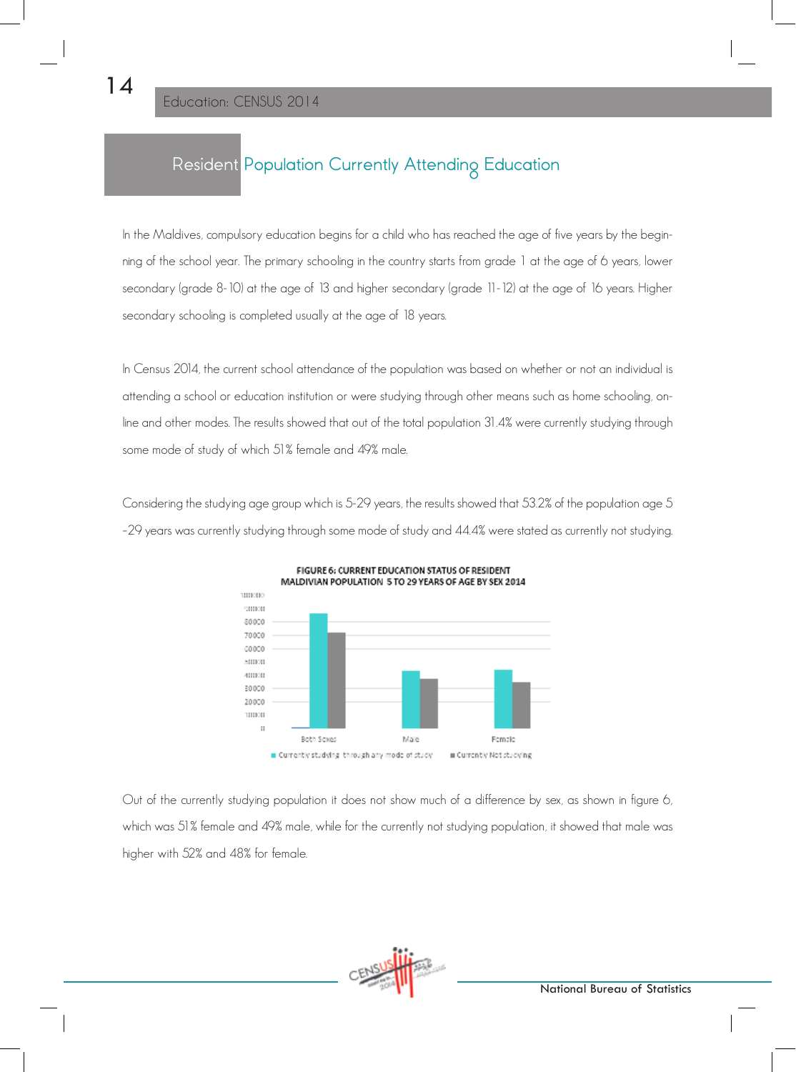## Resident Population Currently Attending Education

In the Maldives, compulsory education begins for a child who has reached the age of five years by the beginning of the school year. The primary schooling in the country starts from grade 1 at the age of 6 years, lower secondary (grade 8-10) at the age of 13 and higher secondary (grade 11-12) at the age of 16 years. Higher secondary schooling is completed usually at the age of 18 years.

In Census 2014, the current school attendance of the population was based on whether or not an individual is attending a school or education institution or were studying through other means such as home schooling, online and other modes. The results showed that out of the total population 31.4% were currently studying through some mode of study of which 51% female and 49% male.

Considering the studying age group which is 5-29 years, the results showed that 53.2% of the population age 5 -29 years was currently studying through some mode of study and 44.4% were stated as currently not studying.

FIGURE 6: CURRENT EDUCATION STATUS OF RESIDENT MALDIVIAN POPULATION 5 TO 29 YEARS OF AGE BY SEX 2014

100000
90000
80000
70000
60000
50000
40000
30000
20000
10000
0

Both Sexes
Male
Female

Currently studying through any mode of study
Currently Not studying

Out of the currently studying population it does not show much of a difference by sex, as shown in figure 6, which was 51% female and 49% male, while for the currently not studying population, it showed that male was higher with 52% and 48% for female.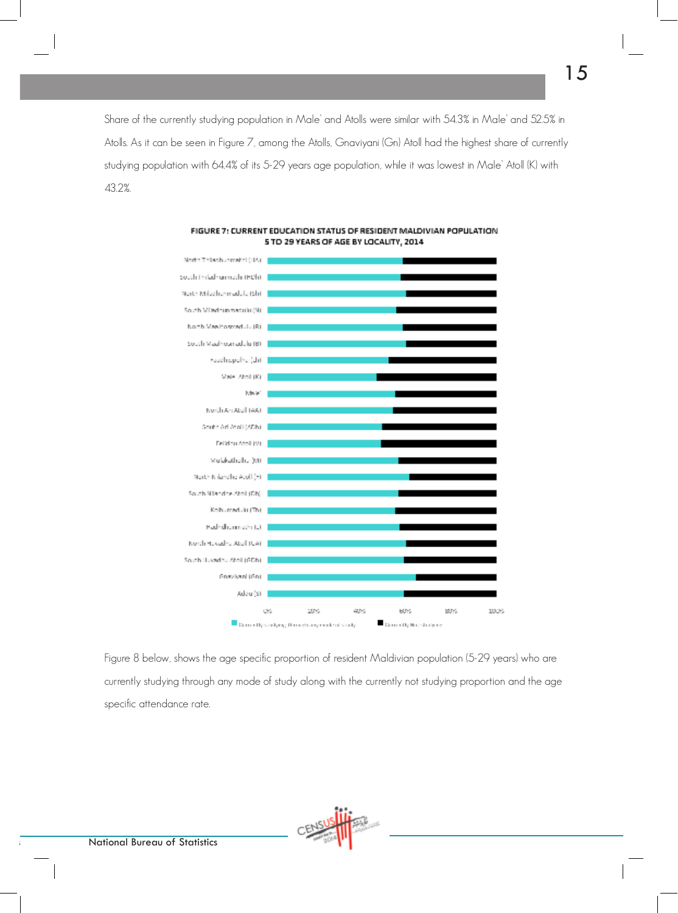Share of the currently studying population in Male' and Atolls were similar with 54.3% in Male' and 52.5% in Atolls. As it can be seen in Figure 7, among the Atolls, Gnaviyani (Gn) Atoll had the highest share of currently studying population with 64.4% of its 5-29 years age population, while it was lowest in Male' Atoll (K) with 43.2%.

**FIGURE 7: CURRENT EDUCATION STATUS OF RESIDENT MALDIVIAN POPULATION 5 TO 29 YEARS OF AGE BY LOCALITY, 2014**

North Thiladhunmathi (HA)
South Thiladhunmathi (HDh)
North Miladhunmadulu (Sh)
South Miladhunmadulu (N)
North Maalhosmadulu (R)
South Maalhosmadulu (B)
Faadhippolhu (Lh)
Male' Atoll (K)
Male'
North Ari Atoll (AA)
South Ari Atoll (ADh)
Felidhu Atoll (V)
Mulakatholhu (M)
North Nilandhe Atoll (F)
South Nilandhe Atoll (Dh)
Kolhumadulu (Th)
Hadhdhunmathi (L)
North Huvadhu Atoll (GA)
South Huvadhu Atoll (GDh)
Gnaviyani (Gn)
Addu (S)

0% 20% 40% 60% 80% 100%

Currently studying through any mode of study
Currently Not studying

Figure 8 below, shows the age specific proportion of resident Maldivian population (5-29 years) who are currently studying through any mode of study along with the currently not studying proportion and the age specific attendance rate.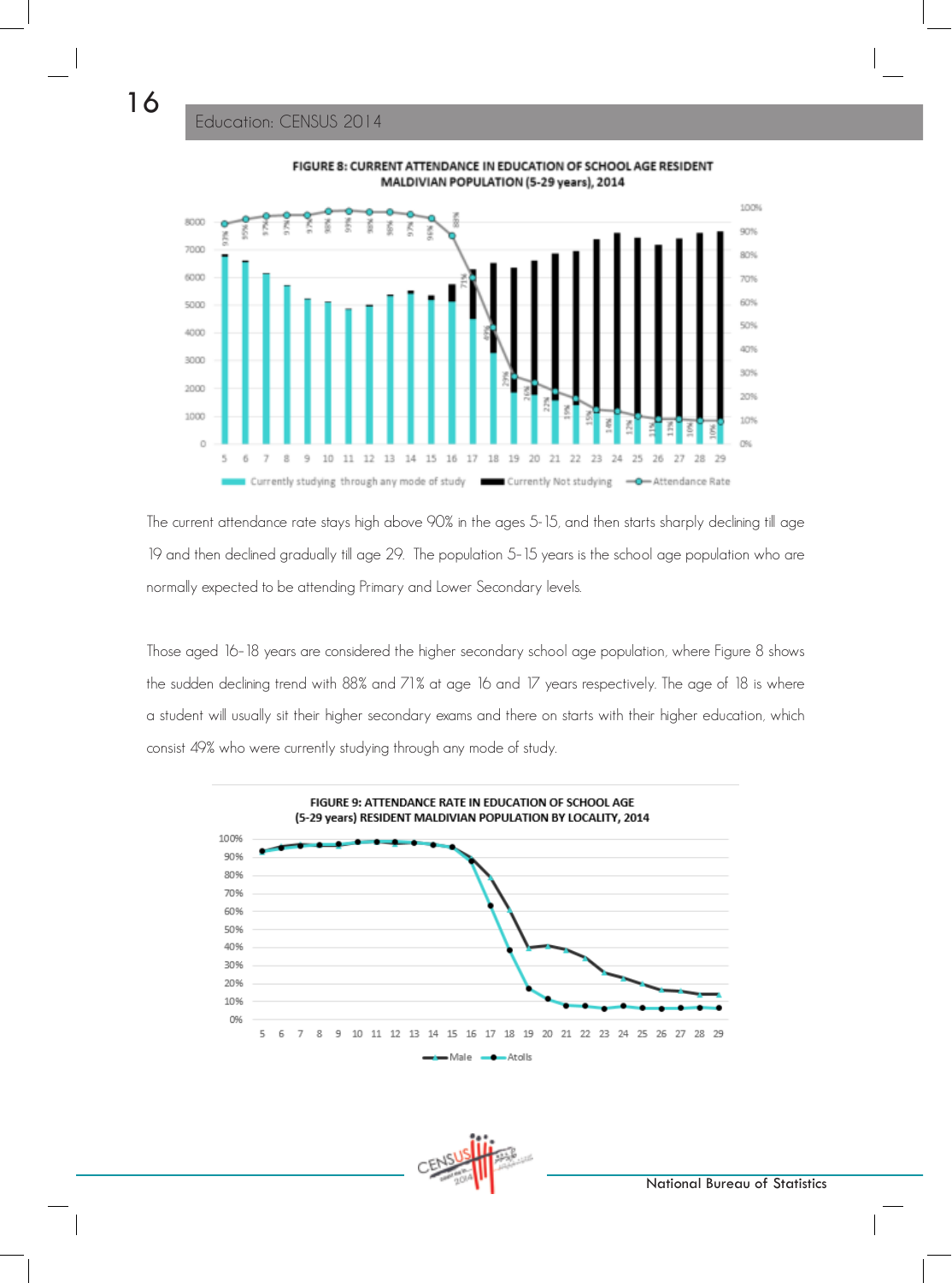FIGURE 8: CURRENT ATTENDANCE IN EDUCATION OF SCHOOL AGE RESIDENT MALDIVIAN POPULATION (5-29 years), 2014

8000
7000
6000
5000
4000
3000
2000
1000
0

100%
90%
80%
70%
60%
50%
40%
30%
20%
10%
0%

93% 95% 97% 97% 97% 98% 99% 98% 98% 97% 96% 88% 71% 49% 29% 25% 22% 19% 15% 14% 12% 11% 11% 10% 10%

5 6 7 8 9 10 11 12 13 14 15 16 17 18 19 20 21 22 23 24 25 26 27 28 29

Currently studying through any mode of study — Currently Not studying — Attendance Rate

The current attendance rate stays high above 90% in the ages 5-15, and then starts sharply declining till age 19 and then declined gradually till age 29. The population 5-15 years is the school age population who are normally expected to be attending Primary and Lower Secondary levels.

Those aged 16-18 years are considered the higher secondary school age population, where Figure 8 shows the sudden declining trend with 88% and 71% at age 16 and 17 years respectively. The age of 18 is where a student will usually sit their higher secondary exams and there on starts with their higher education, which consist 49% who were currently studying through any mode of study.

FIGURE 9: ATTENDANCE RATE IN EDUCATION OF SCHOOL AGE (5-29 years) RESIDENT MALDIVIAN POPULATION BY LOCALITY, 2014

100%
90%
80%
70%
60%
50%
40%
30%
20%
10%
0%

5 6 7 8 9 10 11 12 13 14 15 16 17 18 19 20 21 22 23 24 25 26 27 28 29

Male — Atolls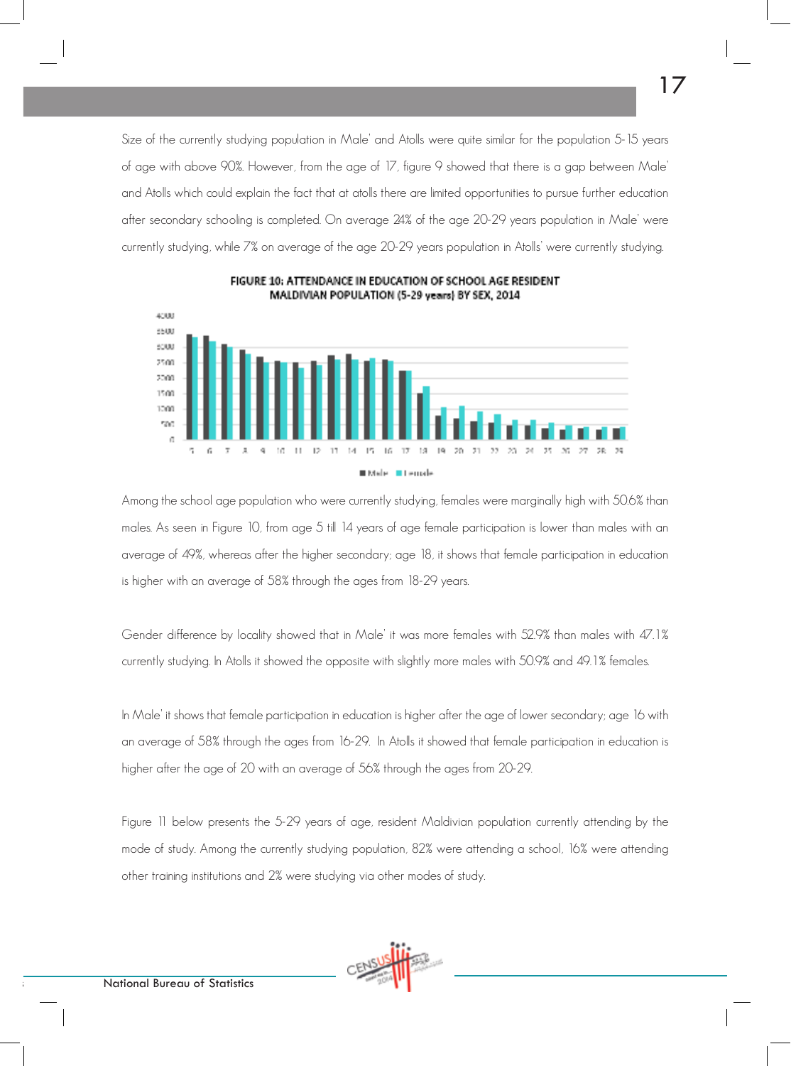Size of the currently studying population in Male' and Atolls were quite similar for the population 5-15 years of age with above 90%. However, from the age of 17, figure 9 showed that there is a gap between Male' and Atolls which could explain the fact that at atolls there are limited opportunities to pursue further education after secondary schooling is completed. On average 24% of the age 20-29 years population in Male' were currently studying, while 7% on average of the age 20-29 years population in Atolls' were currently studying.

**FIGURE 10: ATTENDANCE IN EDUCATION OF SCHOOL AGE RESIDENT MALDIVIAN POPULATION (5-29 years) BY SEX, 2014**

4000
3500
3000
2500
2000
1500
1000
500
0

5 6 7 8 9 10 11 12 13 14 15 16 17 18 19 20 21 22 23 24 25 26 27 28 29

Male Female

Among the school age population who were currently studying, females were marginally high with 50.6% than males. As seen in Figure 10, from age 5 till 14 years of age female participation is lower than males with an average of 49%, whereas after the higher secondary; age 18, it shows that female participation in education is higher with an average of 58% through the ages from 18-29 years.

Gender difference by locality showed that in Male' it was more females with 52.9% than males with 47.1% currently studying. In Atolls it showed the opposite with slightly more males with 50.9% and 49.1% females.

In Male' it shows that female participation in education is higher after the age of lower secondary; age 16 with an average of 58% through the ages from 16-29. In Atolls it showed that female participation in education is higher after the age of 20 with an average of 56% through the ages from 20-29.

Figure 11 below presents the 5-29 years of age, resident Maldivian population currently attending by the mode of study. Among the currently studying population, 82% were attending a school, 16% were attending other training institutions and 2% were studying via other modes of study.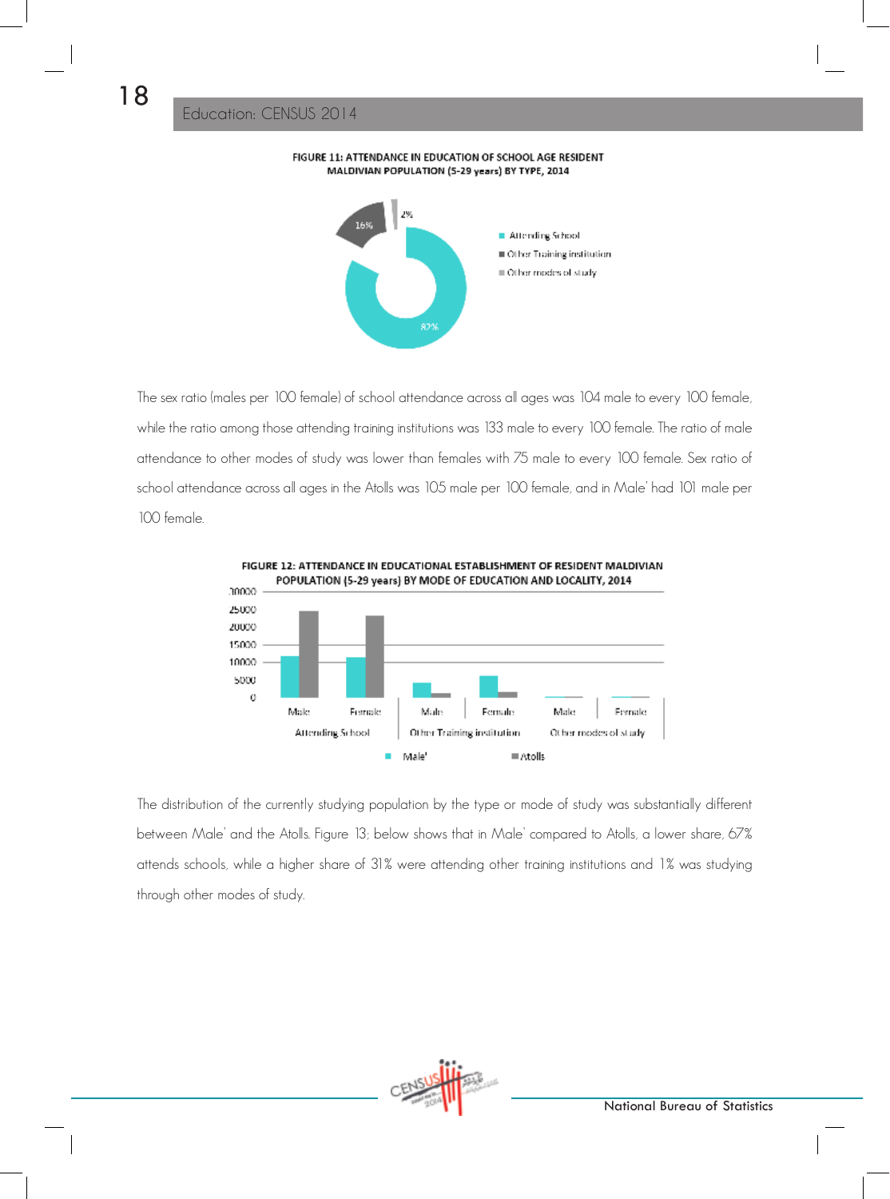FIGURE 11: ATTENDANCE IN EDUCATION OF SCHOOL AGE RESIDENT MALDIVIAN POPULATION (5-29 years) BY TYPE, 2014

16%
2%
82%

Attending School
Other Training institution
Other modes of study

The sex ratio (males per 100 female) of school attendance across all ages was 104 male to every 100 female, while the ratio among those attending training institutions was 133 male to every 100 female. The ratio of male attendance to other modes of study was lower than females with 75 male to every 100 female. Sex ratio of school attendance across all ages in the Atolls was 105 male per 100 female, and in Male' had 101 male per 100 female.

FIGURE 12: ATTENDANCE IN EDUCATIONAL ESTABLISHMENT OF RESIDENT MALDIVIAN POPULATION (5-29 years) BY MODE OF EDUCATION AND LOCALITY, 2014

30000
25000
20000
15000
10000
5000
0

Male
Female
Attending School

Male
Female
Other Training institution

Male
Female
Other modes of study

Male'
Atolls

The distribution of the currently studying population by the type or mode of study was substantially different between Male' and the Atolls. Figure 13; below shows that in Male' compared to Atolls, a lower share, 67% attends schools, while a higher share of 31% were attending other training institutions and 1% was studying through other modes of study.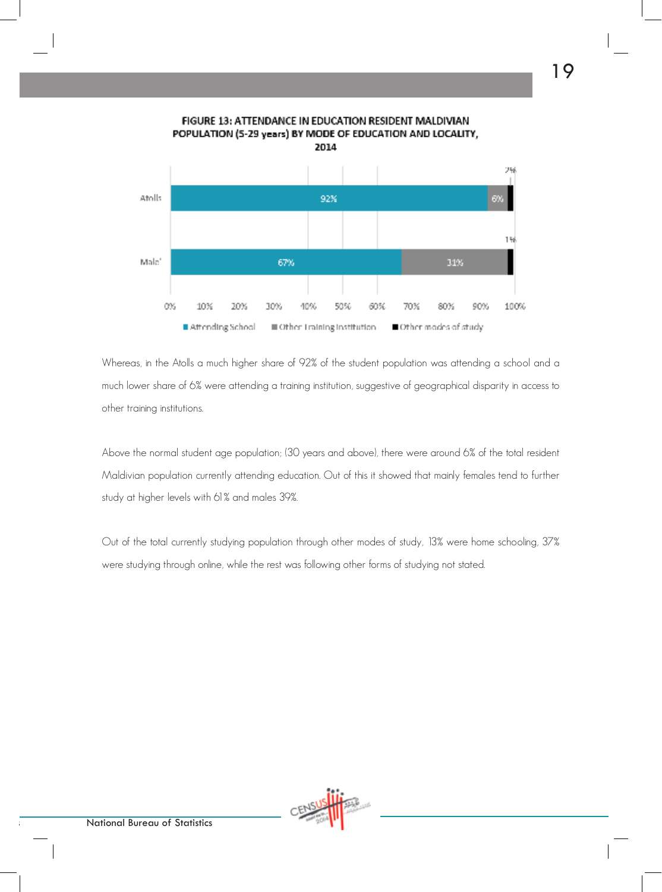**FIGURE 13: ATTENDANCE IN EDUCATION RESIDENT MALDIVIAN POPULATION (5-29 years) BY MODE OF EDUCATION AND LOCALITY, 2014**

Atolls: 92%, 6%, 2%

Male': 67%, 31%, 1%

0% 10% 20% 30% 40% 50% 60% 70% 80% 90% 100%

Attending School | Other Training Institution | Other modes of study

Whereas, in the Atolls a much higher share of 92% of the student population was attending a school and a much lower share of 6% were attending a training institution, suggestive of geographical disparity in access to other training institutions.

Above the normal student age population; (30 years and above), there were around 6% of the total resident Maldivian population currently attending education. Out of this it showed that mainly females tend to further study at higher levels with 61% and males 39%.

Out of the total currently studying population through other modes of study, 13% were home schooling, 37% were studying through online, while the rest was following other forms of studying not stated.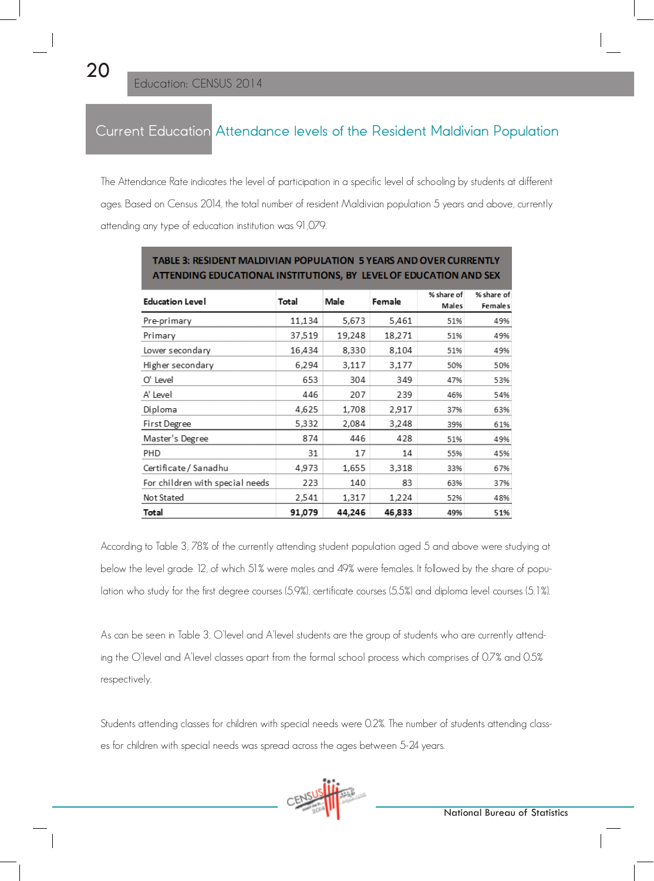## Current Education Attendance levels of the Resident Maldivian Population

The Attendance Rate indicates the level of participation in a specific level of schooling by students at different ages. Based on Census 2014, the total number of resident Maldivian population 5 years and above, currently attending any type of education institution was 91,079.

**TABLE 3: RESIDENT MALDIVIAN POPULATION 5 YEARS AND OVER CURRENTLY ATTENDING EDUCATIONAL INSTITUTIONS, BY LEVEL OF EDUCATION AND SEX**

| Education Level | Total | Male | Female | % share of Males | % share of Females |
|---|---|---|---|---|---|
| Pre-primary | 11,134 | 5,673 | 5,461 | 51% | 49% |
| Primary | 37,519 | 19,248 | 18,271 | 51% | 49% |
| Lower secondary | 16,434 | 8,330 | 8,104 | 51% | 49% |
| Higher secondary | 6,294 | 3,117 | 3,177 | 50% | 50% |
| O' Level | 653 | 304 | 349 | 47% | 53% |
| A' Level | 446 | 207 | 239 | 46% | 54% |
| Diploma | 4,625 | 1,708 | 2,917 | 37% | 63% |
| First Degree | 5,332 | 2,084 | 3,248 | 39% | 61% |
| Master's Degree | 874 | 446 | 428 | 51% | 49% |
| PHD | 31 | 17 | 14 | 55% | 45% |
| Certificate / Sanadhu | 4,973 | 1,655 | 3,318 | 33% | 67% |
| For children with special needs | 223 | 140 | 83 | 63% | 37% |
| Not Stated | 2,541 | 1,317 | 1,224 | 52% | 48% |
| **Total** | **91,079** | **44,246** | **46,833** | 49% | 51% |

According to Table 3, 78% of the currently attending student population aged 5 and above were studying at below the level grade 12, of which 51% were males and 49% were females. It followed by the share of population who study for the first degree courses (5.9%), certificate courses (5.5%) and diploma level courses (5.1%).

As can be seen in Table 3, O'level and A'level students are the group of students who are currently attending the O'level and A'level classes apart from the formal school process which comprises of 0.7% and 0.5% respectively.

Students attending classes for children with special needs were 0.2%. The number of students attending classes for children with special needs was spread across the ages between 5-24 years.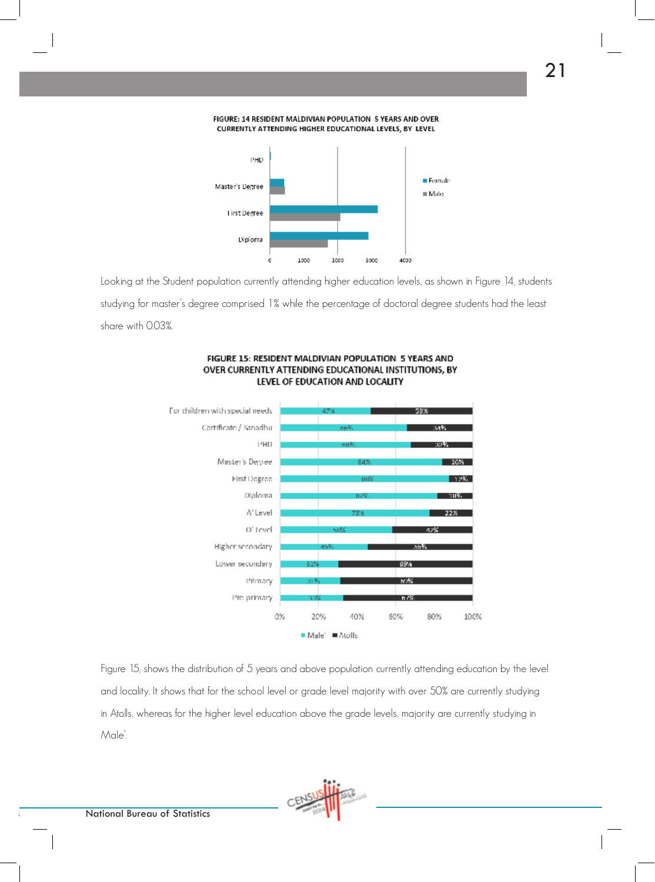FIGURE: 14 RESIDENT MALDIVIAN POPULATION 5 YEARS AND OVER CURRENTLY ATTENDING HIGHER EDUCATIONAL LEVELS, BY LEVEL

PHD
Master's Degree
First Degree
Diploma

0
1000
2000
3000
4000

Female
Male

Looking at the Student population currently attending higher education levels, as shown in Figure 14, students studying for master's degree comprised 1% while the percentage of doctoral degree students had the least share with 0.03%.

FIGURE 15: RESIDENT MALDIVIAN POPULATION 5 YEARS AND OVER CURRENTLY ATTENDING EDUCATIONAL INSTITUTIONS, BY LEVEL OF EDUCATION AND LOCALITY

For children with special needs 47% 53%
Certificate / Sanadhu 66% 34%
PHD 68% 32%
Master's Degree 84% 16%
First Degree 88% 12%
Diploma 82% 18%
A' Level 78% 22%
O' Level 58% 42%
Higher secondary 45% 55%
Lower secondary 31% 69%
Primary 31% 69%
Pre primary 33% 67%

0%
20%
40%
60%
80%
100%

Male' Atolls

Figure 15, shows the distribution of 5 years and above population currently attending education by the level and locality. It shows that for the school level or grade level majority with over 50% are currently studying in Atolls, whereas for the higher level education above the grade levels, majority are currently studying in Male'.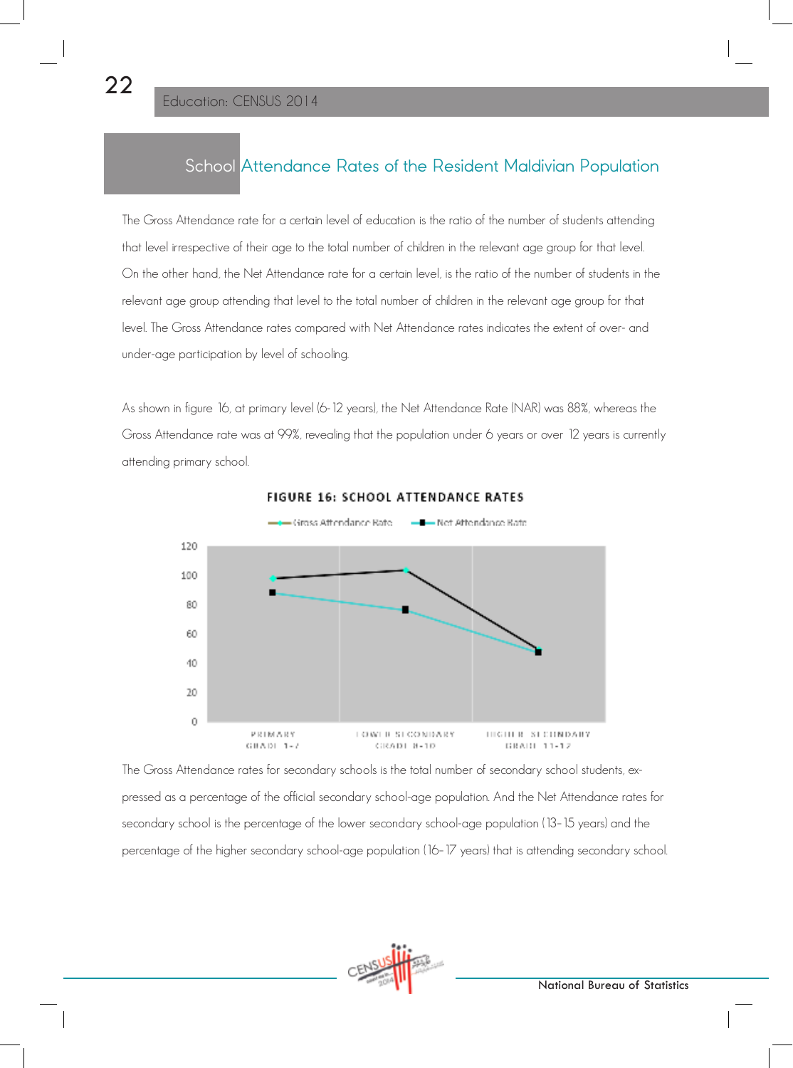## School Attendance Rates of the Resident Maldivian Population

The Gross Attendance rate for a certain level of education is the ratio of the number of students attending that level irrespective of their age to the total number of children in the relevant age group for that level. On the other hand, the Net Attendance rate for a certain level, is the ratio of the number of students in the relevant age group attending that level to the total number of children in the relevant age group for that level. The Gross Attendance rates compared with Net Attendance rates indicates the extent of over- and under-age participation by level of schooling.

As shown in figure 16, at primary level (6-12 years), the Net Attendance Rate (NAR) was 88%, whereas the Gross Attendance rate was at 99%, revealing that the population under 6 years or over 12 years is currently attending primary school.

**FIGURE 16: SCHOOL ATTENDANCE RATES**

Gross Attendance Rate
Net Attendance Rate

120
100
80
60
40
20
0

PRIMARY GRADE 1-7
LOWER SECONDARY GRADE 8-10
HIGHER SECONDARY GRADE 11-12

The Gross Attendance rates for secondary schools is the total number of secondary school students, expressed as a percentage of the official secondary school-age population. And the Net Attendance rates for secondary school is the percentage of the lower secondary school-age population (13-15 years) and the percentage of the higher secondary school-age population (16-17 years) that is attending secondary school.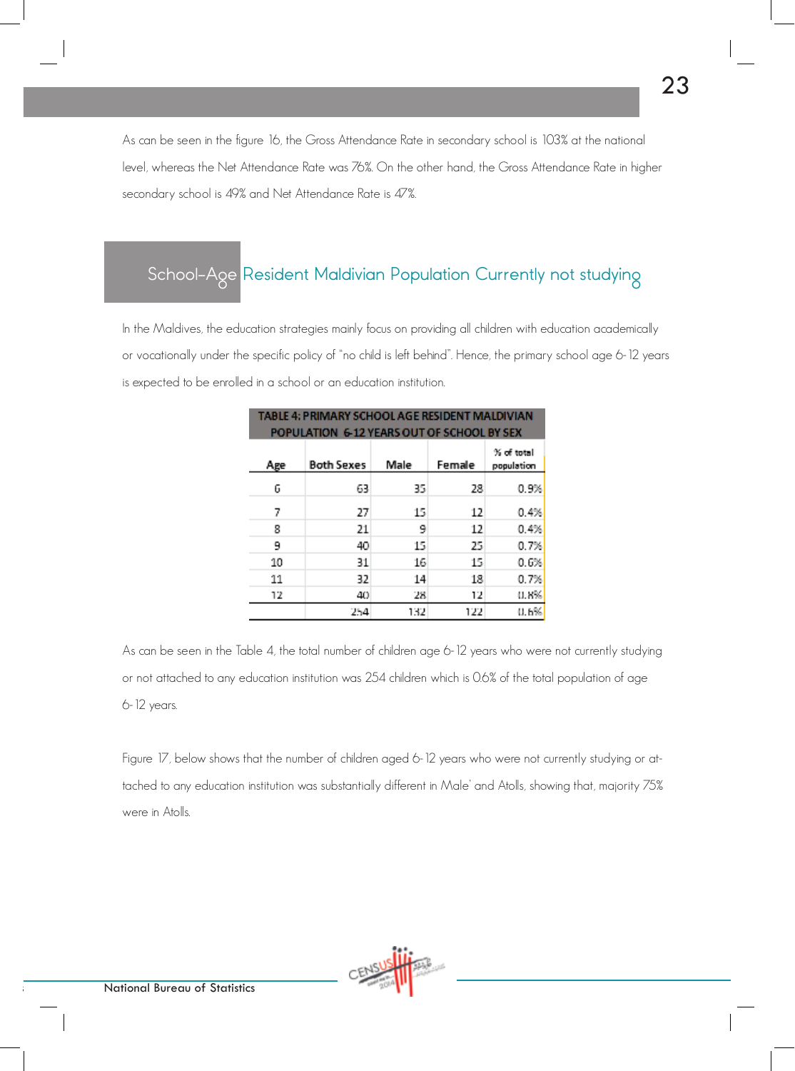As can be seen in the figure 16, the Gross Attendance Rate in secondary school is 103% at the national level, whereas the Net Attendance Rate was 76%. On the other hand, the Gross Attendance Rate in higher secondary school is 49% and Net Attendance Rate is 47%.

## School-Age Resident Maldivian Population Currently not studying

In the Maldives, the education strategies mainly focus on providing all children with education academically or vocationally under the specific policy of "no child is left behind". Hence, the primary school age 6-12 years is expected to be enrolled in a school or an education institution.

**TABLE 4: PRIMARY SCHOOL AGE RESIDENT MALDIVIAN POPULATION 6-12 YEARS OUT OF SCHOOL BY SEX**

| Age | Both Sexes | Male | Female | % of total population |
|---|---|---|---|---|
| 6 | 63 | 35 | 28 | 0.9% |
| 7 | 27 | 15 | 12 | 0.4% |
| 8 | 21 | 9 | 12 | 0.4% |
| 9 | 40 | 15 | 25 | 0.7% |
| 10 | 31 | 16 | 15 | 0.6% |
| 11 | 32 | 14 | 18 | 0.7% |
| 12 | 40 | 28 | 12 | 0.8% |
| | 254 | 132 | 122 | 0.6% |

As can be seen in the Table 4, the total number of children age 6-12 years who were not currently studying or not attached to any education institution was 254 children which is 0.6% of the total population of age 6-12 years.

Figure 17, below shows that the number of children aged 6-12 years who were not currently studying or attached to any education institution was substantially different in Male' and Atolls, showing that, majority 75% were in Atolls.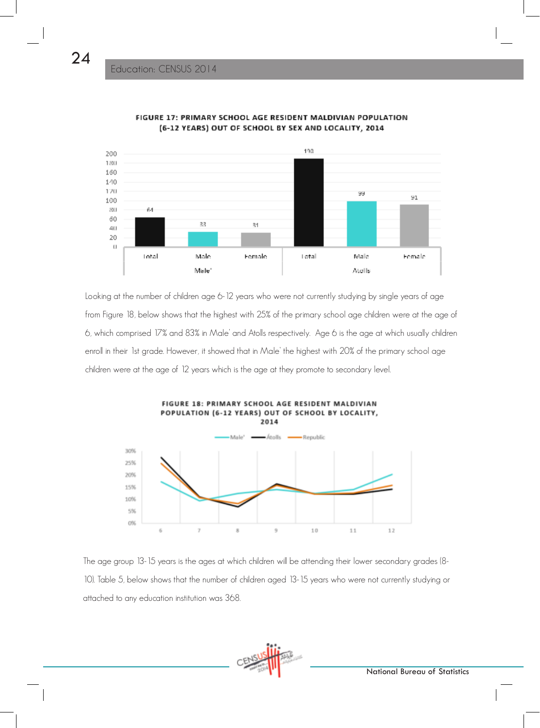**FIGURE 17: PRIMARY SCHOOL AGE RESIDENT MALDIVIAN POPULATION (6-12 YEARS) OUT OF SCHOOL BY SEX AND LOCALITY, 2014**

200
180
160
140
120
100
80
60
40
20
0

64
33
31
190
99
91

Total
Male
Female
Total
Male
Female

Male'
Atolls

Looking at the number of children age 6-12 years who were not currently studying by single years of age from Figure 18, below shows that the highest with 25% of the primary school age children were at the age of 6, which comprised 17% and 83% in Male' and Atolls respectively. Age 6 is the age at which usually children enroll in their 1st grade. However, it showed that in Male' the highest with 20% of the primary school age children were at the age of 12 years which is the age at they promote to secondary level.

**FIGURE 18: PRIMARY SCHOOL AGE RESIDENT MALDIVIAN POPULATION (6-12 YEARS) OUT OF SCHOOL BY LOCALITY, 2014**

Male'
Atolls
Republic

30%
25%
20%
15%
10%
5%
0%

6
7
8
9
10
11
12

The age group 13-15 years is the ages at which children will be attending their lower secondary grades (8-10). Table 5, below shows that the number of children aged 13-15 years who were not currently studying or attached to any education institution was 368.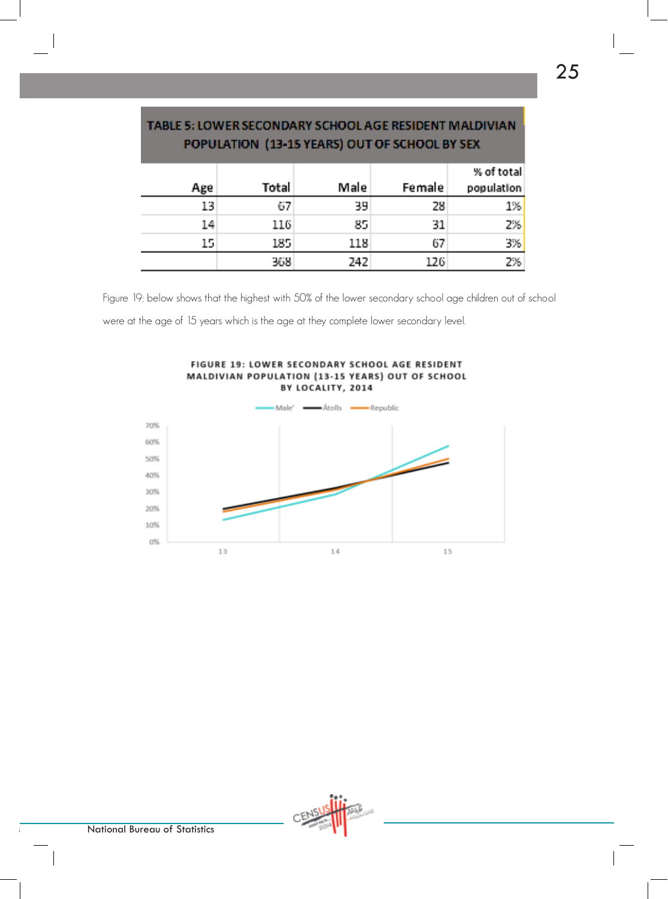**TABLE 5: LOWER SECONDARY SCHOOL AGE RESIDENT MALDIVIAN POPULATION (13-15 YEARS) OUT OF SCHOOL BY SEX**

| Age | Total | Male | Female | % of total population |
|---|---|---|---|---|
| 13 | 67 | 39 | 28 | 1% |
| 14 | 116 | 85 | 31 | 2% |
| 15 | 185 | 118 | 67 | 3% |
| | 368 | 242 | 126 | 2% |

Figure 19; below shows that the highest with 50% of the lower secondary school age children out of school were at the age of 15 years which is the age at they complete lower secondary level.

**FIGURE 19: LOWER SECONDARY SCHOOL AGE RESIDENT MALDIVIAN POPULATION (13-15 YEARS) OUT OF SCHOOL BY LOCALITY, 2014**

Male' Atolls Republic

70%
60%
50%
40%
30%
20%
10%
0%

13 14 15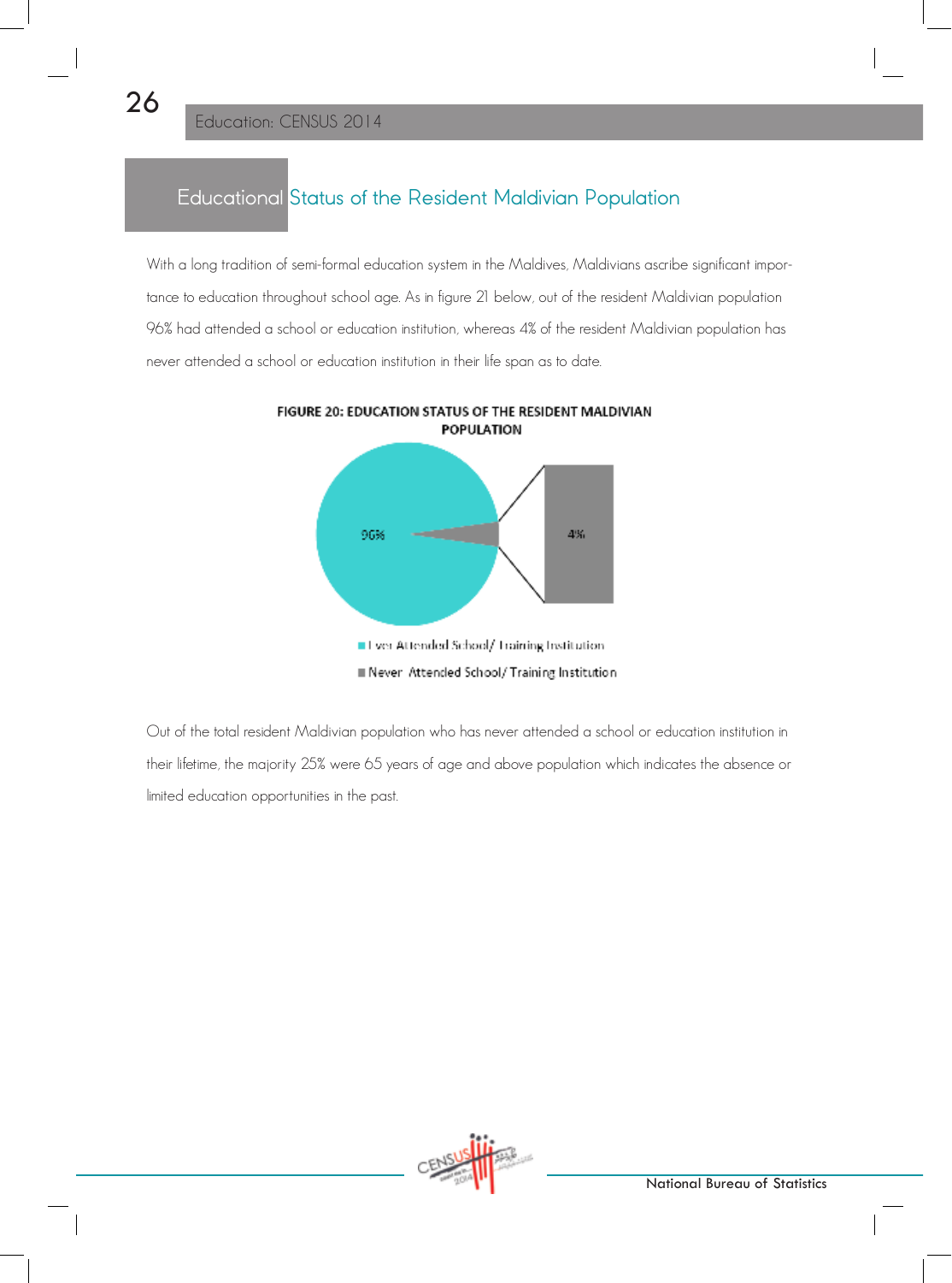## Educational Status of the Resident Maldivian Population

With a long tradition of semi-formal education system in the Maldives, Maldivians ascribe significant importance to education throughout school age. As in figure 21 below, out of the resident Maldivian population 96% had attended a school or education institution, whereas 4% of the resident Maldivian population has never attended a school or education institution in their life span as to date.

**FIGURE 20: EDUCATION STATUS OF THE RESIDENT MALDIVIAN POPULATION**

96%

4%

Ever Attended School/ Training Institution

Never Attended School/ Training Institution

Out of the total resident Maldivian population who has never attended a school or education institution in their lifetime, the majority 25% were 65 years of age and above population which indicates the absence or limited education opportunities in the past.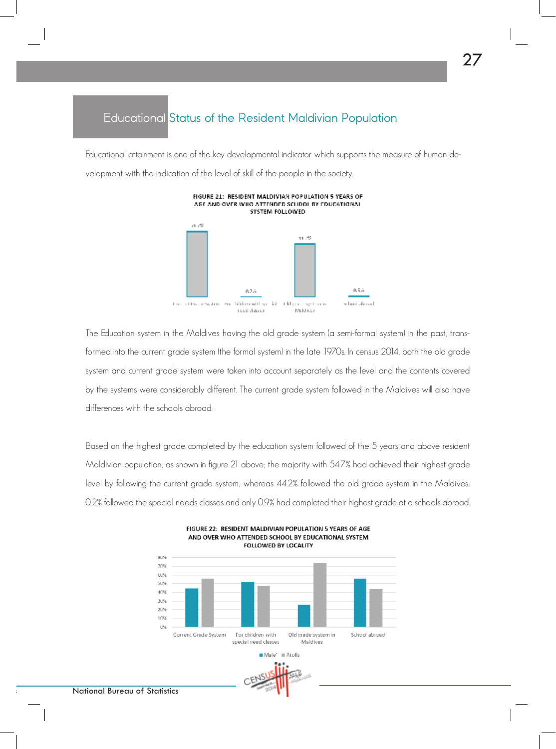## Educational Status of the Resident Maldivian Population

Educational attainment is one of the key developmental indicator which supports the measure of human development with the indication of the level of skill of the people in the society.

**FIGURE 21: RESIDENT MALDIVIAN POPULATION 5 YEARS OF AGE AND OVER WHO ATTENDED SCHOOL BY EDUCATIONAL SYSTEM FOLLOWED**

0.2%

0.9%

Current Grade System

For children with special need classes

Old grade system in Maldives

School abroad

The Education system in the Maldives having the old grade system (a semi-formal system) in the past, transformed into the current grade system (the formal system) in the late 1970s. In census 2014, both the old grade system and current grade system were taken into account separately as the level and the contents covered by the systems were considerably different. The current grade system followed in the Maldives will also have differences with the schools abroad.

Based on the highest grade completed by the education system followed of the 5 years and above resident Maldivian population, as shown in figure 21 above; the majority with 54.7% had achieved their highest grade level by following the current grade system, whereas 44.2% followed the old grade system in the Maldives, 0.2% followed the special needs classes and only 0.9% had completed their highest grade at a schools abroad.

**FIGURE 22: RESIDENT MALDIVIAN POPULATION 5 YEARS OF AGE AND OVER WHO ATTENDED SCHOOL BY EDUCATIONAL SYSTEM FOLLOWED BY LOCALITY**

80%
70%
60%
50%
40%
30%
20%
10%
0%

Current Grade System

For children with special need classes

Old grade system in Maldives

School abroad

Male' Atolls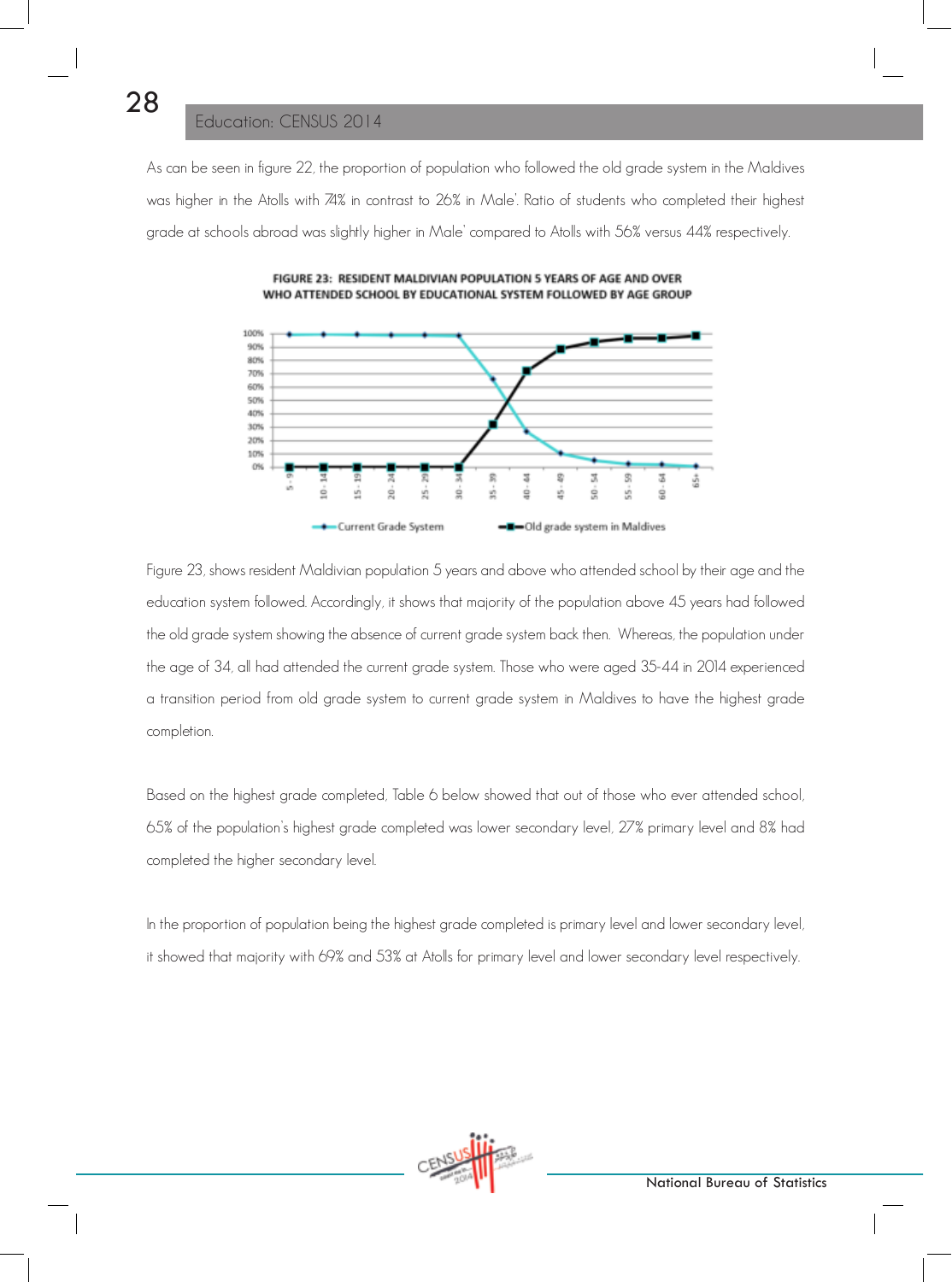As can be seen in figure 22, the proportion of population who followed the old grade system in the Maldives was higher in the Atolls with 74% in contrast to 26% in Male'. Ratio of students who completed their highest grade at schools abroad was slightly higher in Male' compared to Atolls with 56% versus 44% respectively.

**FIGURE 23: RESIDENT MALDIVIAN POPULATION 5 YEARS OF AGE AND OVER WHO ATTENDED SCHOOL BY EDUCATIONAL SYSTEM FOLLOWED BY AGE GROUP**

100%
90%
80%
70%
60%
50%
40%
30%
20%
10%
0%

5 - 9
10 - 14
15 - 19
20 - 24
25 - 29
30 - 34
35 - 39
40 - 44
45 - 49
50 - 54
55 - 59
60 - 64
65+

Current Grade System
Old grade system in Maldives

Figure 23, shows resident Maldivian population 5 years and above who attended school by their age and the education system followed. Accordingly, it shows that majority of the population above 45 years had followed the old grade system showing the absence of current grade system back then. Whereas, the population under the age of 34, all had attended the current grade system. Those who were aged 35-44 in 2014 experienced a transition period from old grade system to current grade system in Maldives to have the highest grade completion.

Based on the highest grade completed, Table 6 below showed that out of those who ever attended school, 65% of the population's highest grade completed was lower secondary level, 27% primary level and 8% had completed the higher secondary level.

In the proportion of population being the highest grade completed is primary level and lower secondary level, it showed that majority with 69% and 53% at Atolls for primary level and lower secondary level respectively.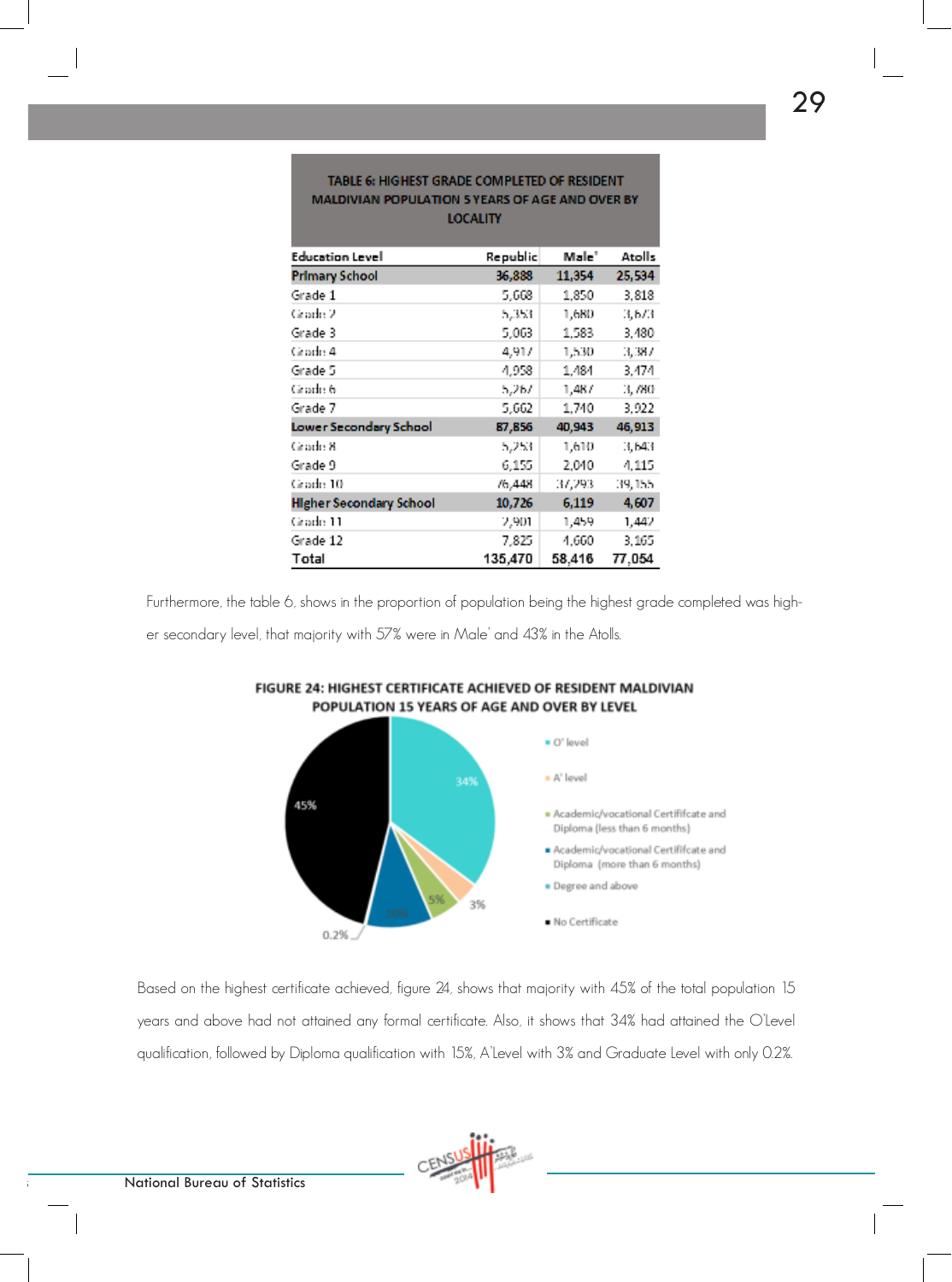**TABLE 6: HIGHEST GRADE COMPLETED OF RESIDENT MALDIVIAN POPULATION 5 YEARS OF AGE AND OVER BY LOCALITY**

| Education Level | Republic | Male' | Atolls |
|---|---|---|---|
| **Primary School** | **36,888** | **11,354** | **25,534** |
| Grade 1 | 5,668 | 1,850 | 3,818 |
| Grade 2 | 5,353 | 1,680 | 3,673 |
| Grade 3 | 5,063 | 1,583 | 3,480 |
| Grade 4 | 4,917 | 1,530 | 3,387 |
| Grade 5 | 4,958 | 1,484 | 3,474 |
| Grade 6 | 5,267 | 1,487 | 3,780 |
| Grade 7 | 5,662 | 1,740 | 3,922 |
| **Lower Secondary School** | **87,856** | **40,943** | **46,913** |
| Grade 8 | 5,253 | 1,610 | 3,643 |
| Grade 9 | 6,155 | 2,040 | 4,115 |
| Grade 10 | 76,448 | 37,293 | 39,155 |
| **Higher Secondary School** | **10,726** | **6,119** | **4,607** |
| Grade 11 | 2,901 | 1,459 | 1,442 |
| Grade 12 | 7,825 | 4,660 | 3,165 |
| **Total** | **135,470** | **58,416** | **77,054** |

Furthermore, the table 6, shows in the proportion of population being the highest grade completed was higher secondary level, that majority with 57% were in Male' and 43% in the Atolls.

**FIGURE 24: HIGHEST CERTIFICATE ACHIEVED OF RESIDENT MALDIVIAN POPULATION 15 YEARS OF AGE AND OVER BY LEVEL**

34%
45%
10%
5%
3%
0.2%

O' level
A' level
Academic/vocational Certififcate and Diploma (less than 6 months)
Academic/vocational Certififcate and Diploma (more than 6 months)
Degree and above
No Certificate

Based on the highest certificate achieved, figure 24, shows that majority with 45% of the total population 15 years and above had not attained any formal certificate. Also, it shows that 34% had attained the O'Level qualification, followed by Diploma qualification with 15%, A'Level with 3% and Graduate Level with only 0.2%.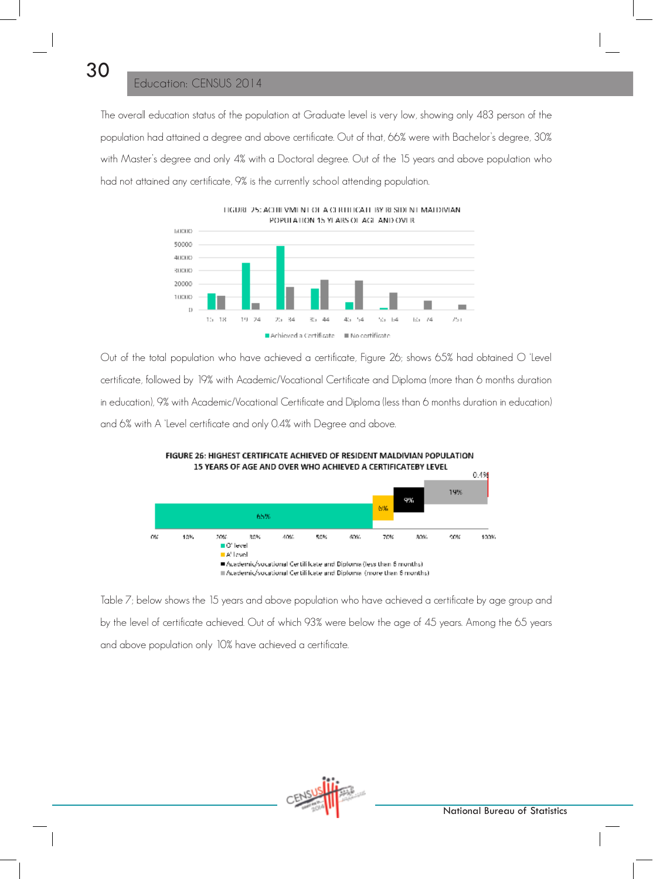The overall education status of the population at Graduate level is very low, showing only 483 person of the population had attained a degree and above certificate. Out of that, 66% were with Bachelor's degree, 30% with Master's degree and only 4% with a Doctoral degree. Out of the 15 years and above population who had not attained any certificate, 9% is the currently school attending population.

FIGURE 25: ACHIEVMENT OF A CERTIFICATE BY RESIDENT MALDIVIAN POPULATION 15 YEARS OF AGE AND OVER

60000
50000
40000
30000
20000
10000
0

15 - 18
19 - 24
25 - 34
35 - 44
45 - 54
55 - 64
65 - 74
75+

Achieved a Certificate
No certificate

Out of the total population who have achieved a certificate, Figure 26; shows 65% had obtained O 'Level certificate, followed by 19% with Academic/Vocational Certificate and Diploma (more than 6 months duration in education), 9% with Academic/Vocational Certificate and Diploma (less than 6 months duration in education) and 6% with A 'Level certificate and only 0.4% with Degree and above.

FIGURE 26: HIGHEST CERTIFICATE ACHIEVED OF RESIDENT MALDIVIAN POPULATION 15 YEARS OF AGE AND OVER WHO ACHIEVED A CERTIFICATEBY LEVEL

65%
6%
9%
19%
0.4%

0%
10%
20%
30%
40%
50%
60%
70%
80%
90%
100%

O' level
A' level
Academic/vocational Certificate and Diploma (less than 6 months)
Academic/vocational Certificate and Diploma (more than 6 months)

Table 7; below shows the 15 years and above population who have achieved a certificate by age group and by the level of certificate achieved. Out of which 93% were below the age of 45 years. Among the 65 years and above population only 10% have achieved a certificate.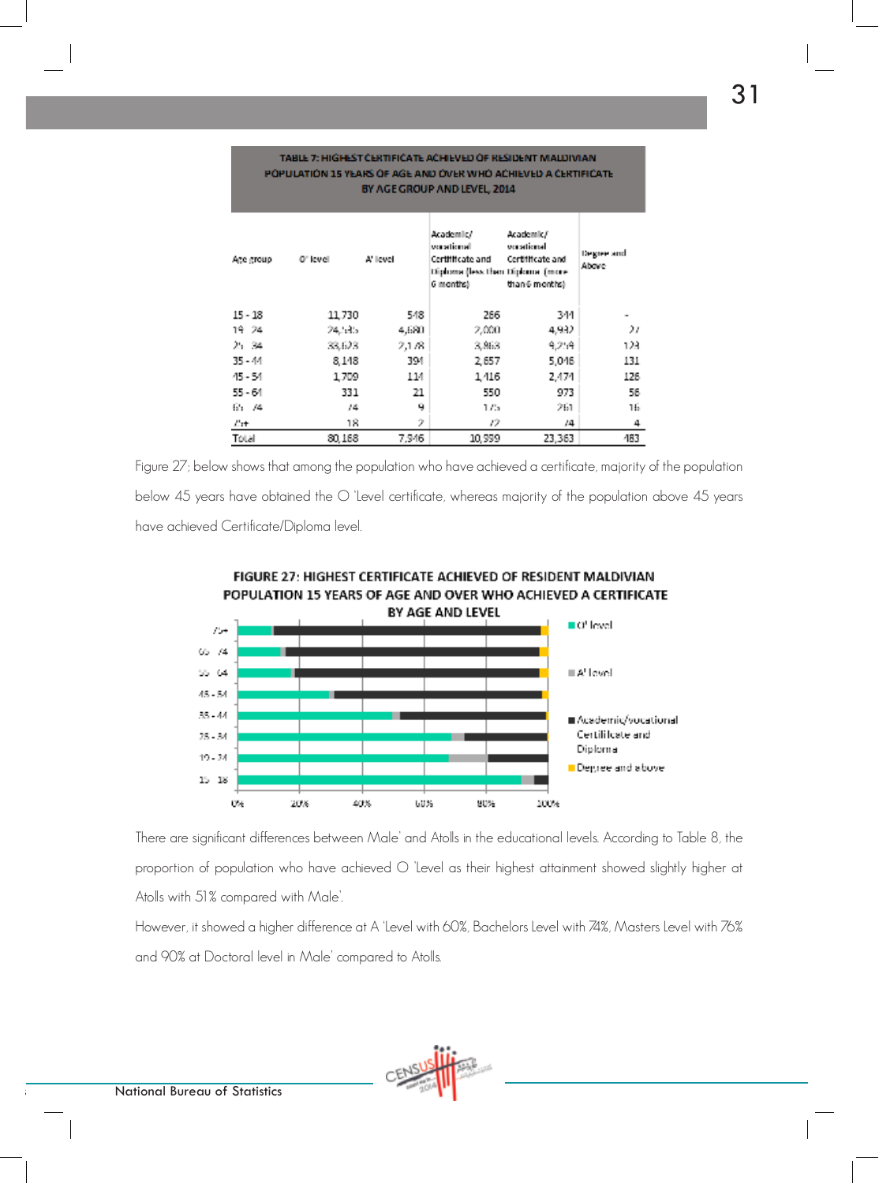**TABLE 7: HIGHEST CERTIFICATE ACHIEVED OF RESIDENT MALDIVIAN POPULATION 15 YEARS OF AGE AND OVER WHO ACHIEVED A CERTIFICATE BY AGE GROUP AND LEVEL, 2014**

| Age group | O' level | A' level | Academic/ vocational Certificate and Diploma (less than 6 months) | Academic/ vocational Certificate and Diploma (more than 6 months) | Degree and Above |
|---|---|---|---|---|---|
| 15 - 18 | 11,730 | 548 | 266 | 341 | - |
| 19 - 24 | 24,135 | 4,680 | 2,000 | 4,932 | 27 |
| 25 - 34 | 33,623 | 2,178 | 3,863 | 9,219 | 123 |
| 35 - 44 | 8,148 | 391 | 2,657 | 5,016 | 131 |
| 45 - 54 | 1,709 | 114 | 1,416 | 2,474 | 128 |
| 55 - 64 | 331 | 21 | 550 | 973 | 58 |
| 65 - 74 | 74 | 9 | 175 | 261 | 16 |
| 75+ | 18 | 2 | 72 | 74 | 4 |
| Total | 80,168 | 7,946 | 10,999 | 23,363 | 483 |

Figure 27; below shows that among the population who have achieved a certificate, majority of the population below 45 years have obtained the O 'Level certificate, whereas majority of the population above 45 years have achieved Certificate/Diploma level.

FIGURE 27: HIGHEST CERTIFICATE ACHIEVED OF RESIDENT MALDIVIAN POPULATION 15 YEARS OF AGE AND OVER WHO ACHIEVED A CERTIFICATE BY AGE AND LEVEL

75+
65 - 74
55 - 64
45 - 54
35 - 44
25 - 34
19 - 24
15 - 18

0% 20% 40% 60% 80% 100%

O' level
A' level
Academic/vocational Certificate and Diploma
Degree and above

There are significant differences between Male' and Atolls in the educational levels. According to Table 8, the proportion of population who have achieved O 'Level as their highest attainment showed slightly higher at Atolls with 51% compared with Male'.

However, it showed a higher difference at A 'Level with 60%, Bachelors Level with 74%, Masters Level with 76% and 90% at Doctoral level in Male' compared to Atolls.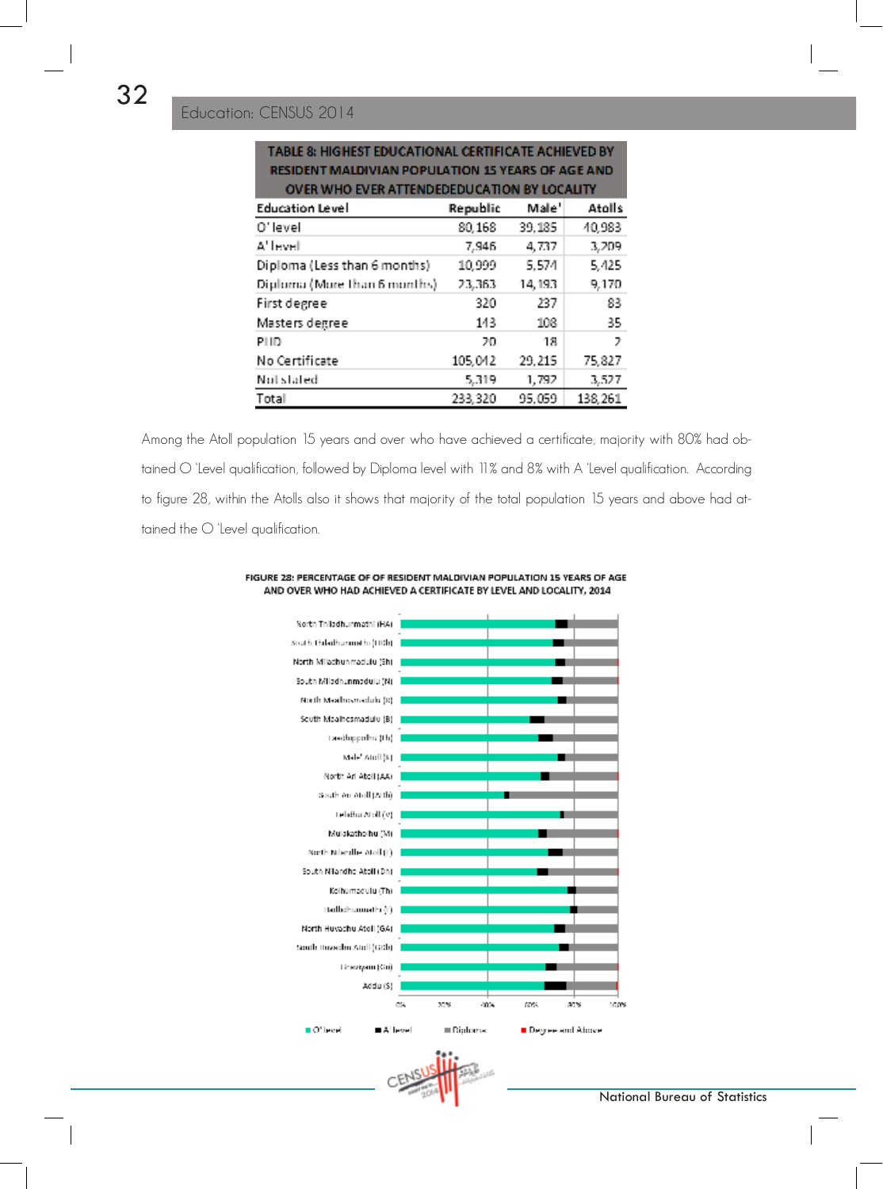## TABLE 8: HIGHEST EDUCATIONAL CERTIFICATE ACHIEVED BY RESIDENT MALDIVIAN POPULATION 15 YEARS OF AGE AND OVER WHO EVER ATTENDEDEDUCATION BY LOCALITY

| Education Level | Republic | Male' | Atolls |
|---|---|---|---|
| O' level | 80,168 | 39,185 | 40,983 |
| A' level | 7,946 | 4,737 | 3,209 |
| Diploma (Less than 6 months) | 10,999 | 5,574 | 5,425 |
| Diploma (More than 6 months) | 23,363 | 14,193 | 9,170 |
| First degree | 320 | 237 | 83 |
| Masters degree | 143 | 108 | 35 |
| PHD | 20 | 18 | 2 |
| No Certificate | 105,042 | 29,215 | 75,827 |
| Not stated | 5,319 | 1,792 | 3,527 |
| Total | 233,320 | 95,059 | 138,261 |

Among the Atoll population 15 years and over who have achieved a certificate, majority with 80% had obtained O 'Level qualification, followed by Diploma level with 11% and 8% with A 'Level qualification. According to figure 28, within the Atolls also it shows that majority of the total population 15 years and above had attained the O 'Level qualification.

FIGURE 28: PERCENTAGE OF OF RESIDENT MALDIVIAN POPULATION 15 YEARS OF AGE AND OVER WHO HAD ACHIEVED A CERTIFICATE BY LEVEL AND LOCALITY, 2014

North Thiladhunmathi (HA)
South Thiladhunmathi (HDh)
North Miladhunmadulu (Sh)
South Miladhunmadulu (N)
North Maalhosmadulu (R)
South Maalhosmadulu (B)
Faadhippolhu (Lh)
Male' Atoll (K)
North Ari Atoll (AA)
South Ari Atoll (ADh)
Felidhu Atoll (V)
Mulakatholhu (M)
North Nilandhe Atoll (F)
South Nilandhe Atoll (Dh)
Kolhumadulu (Th)
Hadhdhunmathi (L)
North Huvadhu Atoll (GA)
South Huvadhu Atoll (GDh)
Fuvahmulah (Gn)
Addu (S)

0% 20% 40% 60% 80% 100%

O' level ■ A' level ■ Diploma ■ Degree and Above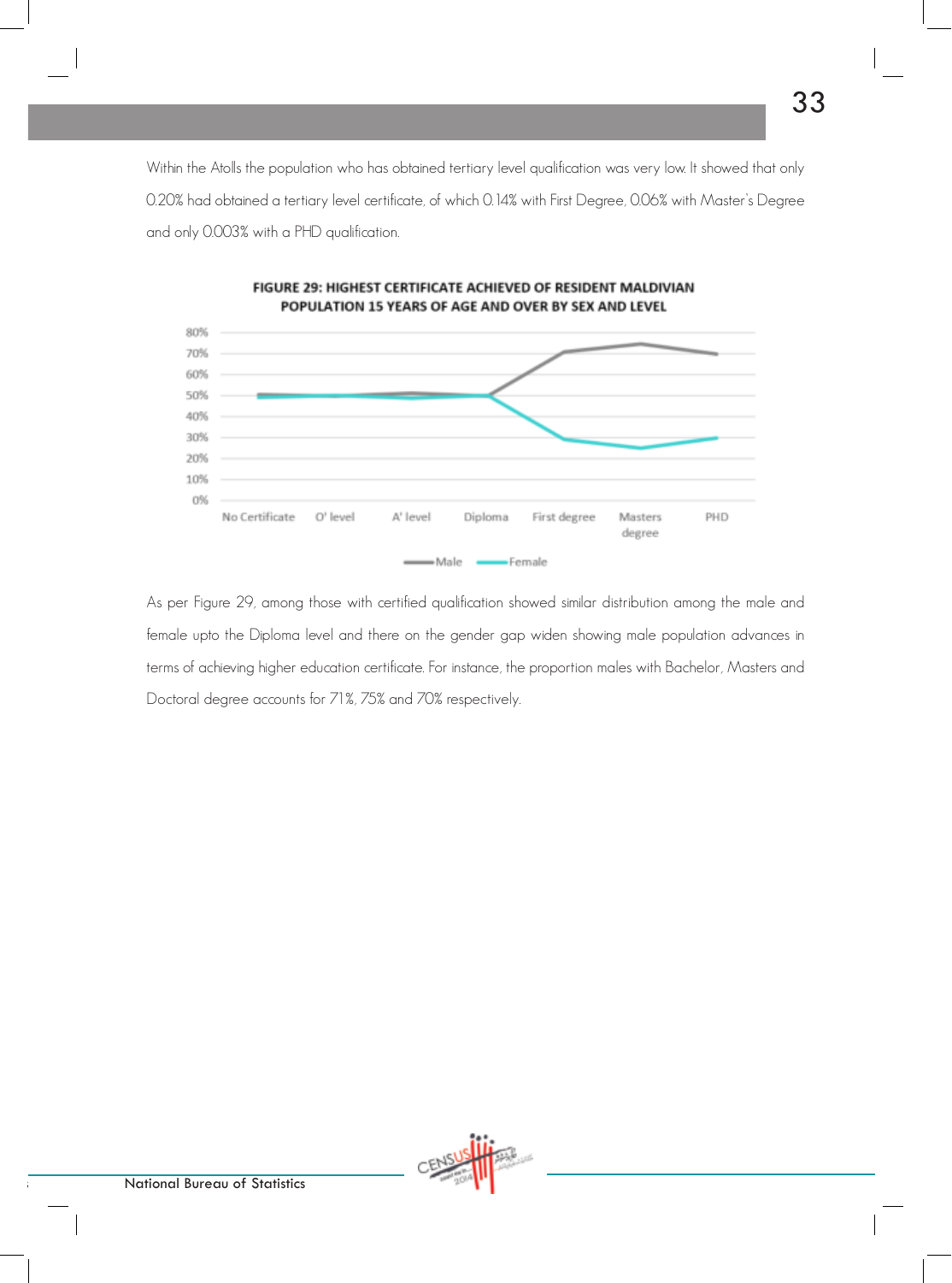Within the Atolls the population who has obtained tertiary level qualification was very low. It showed that only 0.20% had obtained a tertiary level certificate, of which 0.14% with First Degree, 0.06% with Master's Degree and only 0.003% with a PHD qualification.

**FIGURE 29: HIGHEST CERTIFICATE ACHIEVED OF RESIDENT MALDIVIAN POPULATION 15 YEARS OF AGE AND OVER BY SEX AND LEVEL**

80%
70%
60%
50%
40%
30%
20%
10%
0%

No Certificate
O' level
A' level
Diploma
First degree
Masters degree
PHD

Male
Female

As per Figure 29, among those with certified qualification showed similar distribution among the male and female upto the Diploma level and there on the gender gap widen showing male population advances in terms of achieving higher education certificate. For instance, the proportion males with Bachelor, Masters and Doctoral degree accounts for 71%, 75% and 70% respectively.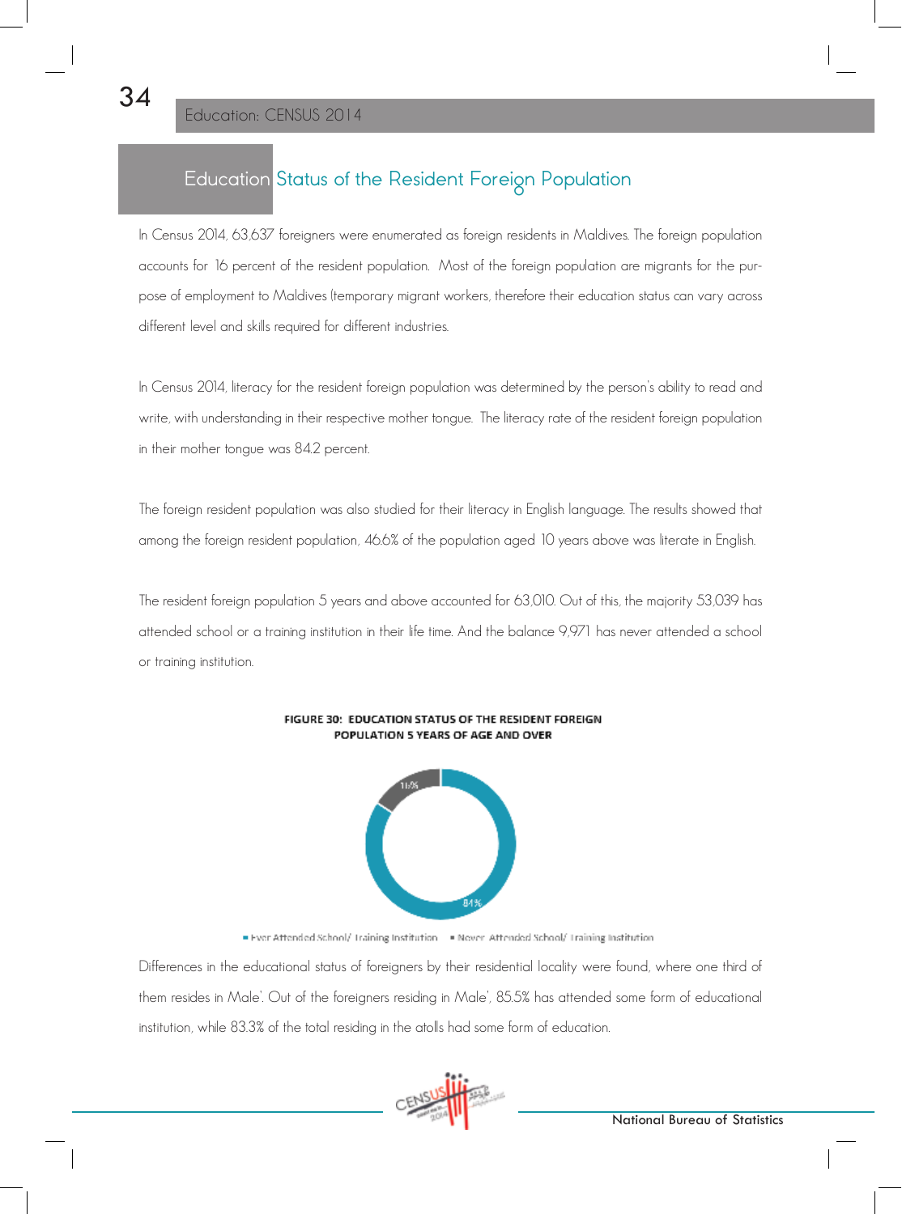## Education Status of the Resident Foreign Population

In Census 2014, 63,637 foreigners were enumerated as foreign residents in Maldives. The foreign population accounts for 16 percent of the resident population. Most of the foreign population are migrants for the purpose of employment to Maldives (temporary migrant workers, therefore their education status can vary across different level and skills required for different industries.

In Census 2014, literacy for the resident foreign population was determined by the person's ability to read and write, with understanding in their respective mother tongue. The literacy rate of the resident foreign population in their mother tongue was 84.2 percent.

The foreign resident population was also studied for their literacy in English language. The results showed that among the foreign resident population, 46.6% of the population aged 10 years above was literate in English.

The resident foreign population 5 years and above accounted for 63,010. Out of this, the majority 53,039 has attended school or a training institution in their life time. And the balance 9,971 has never attended a school or training institution.

**FIGURE 30: EDUCATION STATUS OF THE RESIDENT FOREIGN POPULATION 5 YEARS OF AGE AND OVER**

16%

84%

Ever Attended School/ Training Institution
Never Attended School/ Training Institution

Differences in the educational status of foreigners by their residential locality were found, where one third of them resides in Male'. Out of the foreigners residing in Male', 85.5% has attended some form of educational institution, while 83.3% of the total residing in the atolls had some form of education.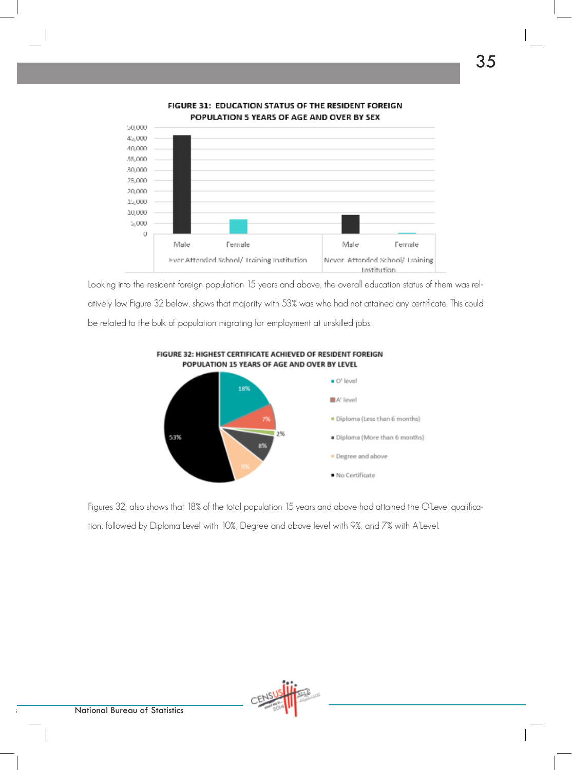**FIGURE 31: EDUCATION STATUS OF THE RESIDENT FOREIGN POPULATION 5 YEARS OF AGE AND OVER BY SEX**

50,000
45,000
40,000
35,000
30,000
25,000
20,000
15,000
10,000
5,000
0

Male
Female
Ever Attended School/ Training Institution

Male
Female
Never Attended School/ Training Institution

Looking into the resident foreign population 15 years and above, the overall education status of them was relatively low. Figure 32 below, shows that majority with 53% was who had not attained any certificate. This could be related to the bulk of population migrating for employment at unskilled jobs.

**FIGURE 32: HIGHEST CERTIFICATE ACHIEVED OF RESIDENT FOREIGN POPULATION 15 YEARS OF AGE AND OVER BY LEVEL**

18%
7%
2%
8%
9%
53%

O' level
A' level
Diploma (Less than 6 months)
Diploma (More than 6 months)
Degree and above
No Certificate

Figures 32; also shows that 18% of the total population 15 years and above had attained the O'Level qualification, followed by Diploma Level with 10%, Degree and above level with 9%, and 7% with A'Level.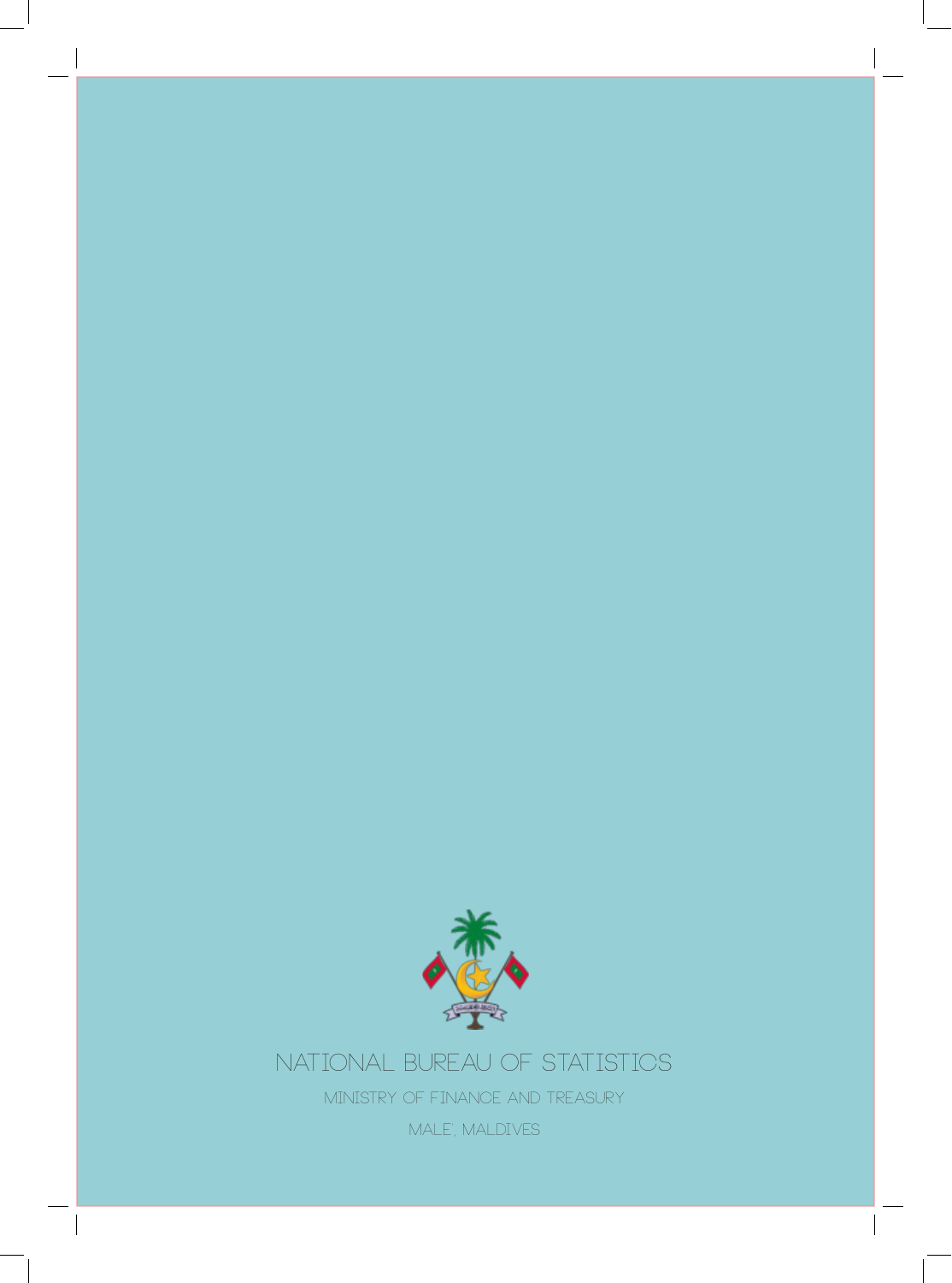NATIONAL BUREAU OF STATISTICS

MINISTRY OF FINANCE AND TREASURY

MALE', MALDIVES